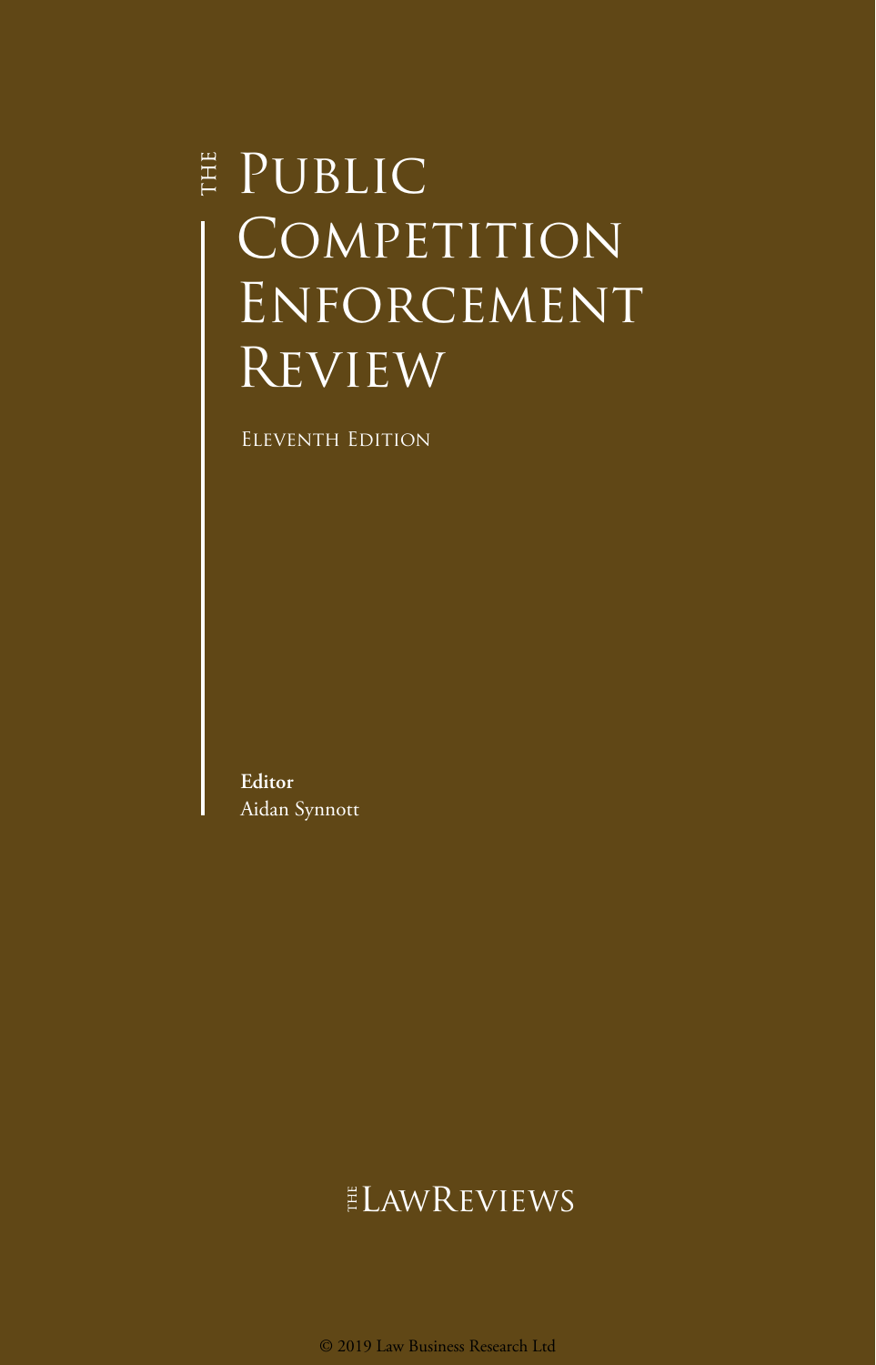# The Public Competition Enforcement Review

Eleventh Edition

**Editor**
Aidan Synnott

The LawReviews

© 2019 Law Business Research Ltd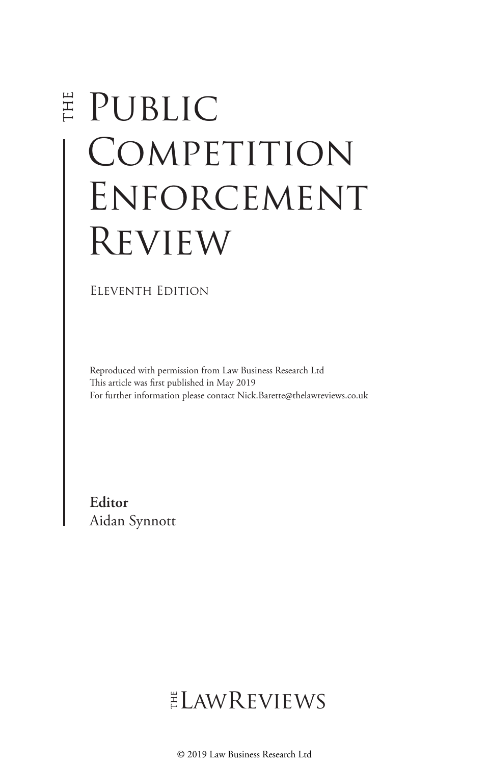# THE PUBLIC COMPETITION ENFORCEMENT REVIEW

ELEVENTH EDITION

Reproduced with permission from Law Business Research Ltd
This article was first published in May 2019
For further information please contact Nick.Barette@thelawreviews.co.uk

**Editor**
Aidan Synnott

THE LAWREVIEWS

© 2019 Law Business Research Ltd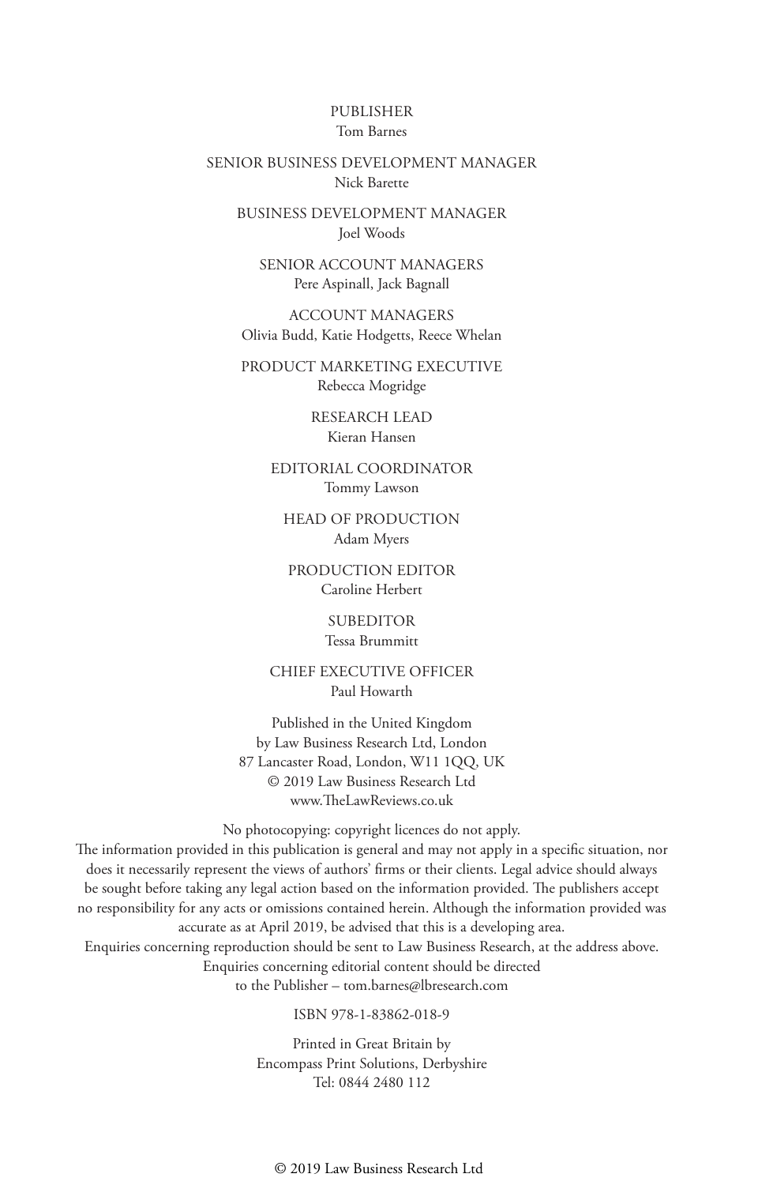PUBLISHER
Tom Barnes

SENIOR BUSINESS DEVELOPMENT MANAGER
Nick Barette

BUSINESS DEVELOPMENT MANAGER
Joel Woods

SENIOR ACCOUNT MANAGERS
Pere Aspinall, Jack Bagnall

ACCOUNT MANAGERS
Olivia Budd, Katie Hodgetts, Reece Whelan

PRODUCT MARKETING EXECUTIVE
Rebecca Mogridge

RESEARCH LEAD
Kieran Hansen

EDITORIAL COORDINATOR
Tommy Lawson

HEAD OF PRODUCTION
Adam Myers

PRODUCTION EDITOR
Caroline Herbert

SUBEDITOR
Tessa Brummitt

CHIEF EXECUTIVE OFFICER
Paul Howarth

Published in the United Kingdom
by Law Business Research Ltd, London
87 Lancaster Road, London, W11 1QQ, UK
© 2019 Law Business Research Ltd
www.TheLawReviews.co.uk

No photocopying: copyright licences do not apply.
The information provided in this publication is general and may not apply in a specific situation, nor does it necessarily represent the views of authors' firms or their clients. Legal advice should always be sought before taking any legal action based on the information provided. The publishers accept no responsibility for any acts or omissions contained herein. Although the information provided was accurate as at April 2019, be advised that this is a developing area.
Enquiries concerning reproduction should be sent to Law Business Research, at the address above.
Enquiries concerning editorial content should be directed
to the Publisher – tom.barnes@lbresearch.com

ISBN 978-1-83862-018-9

Printed in Great Britain by
Encompass Print Solutions, Derbyshire
Tel: 0844 2480 112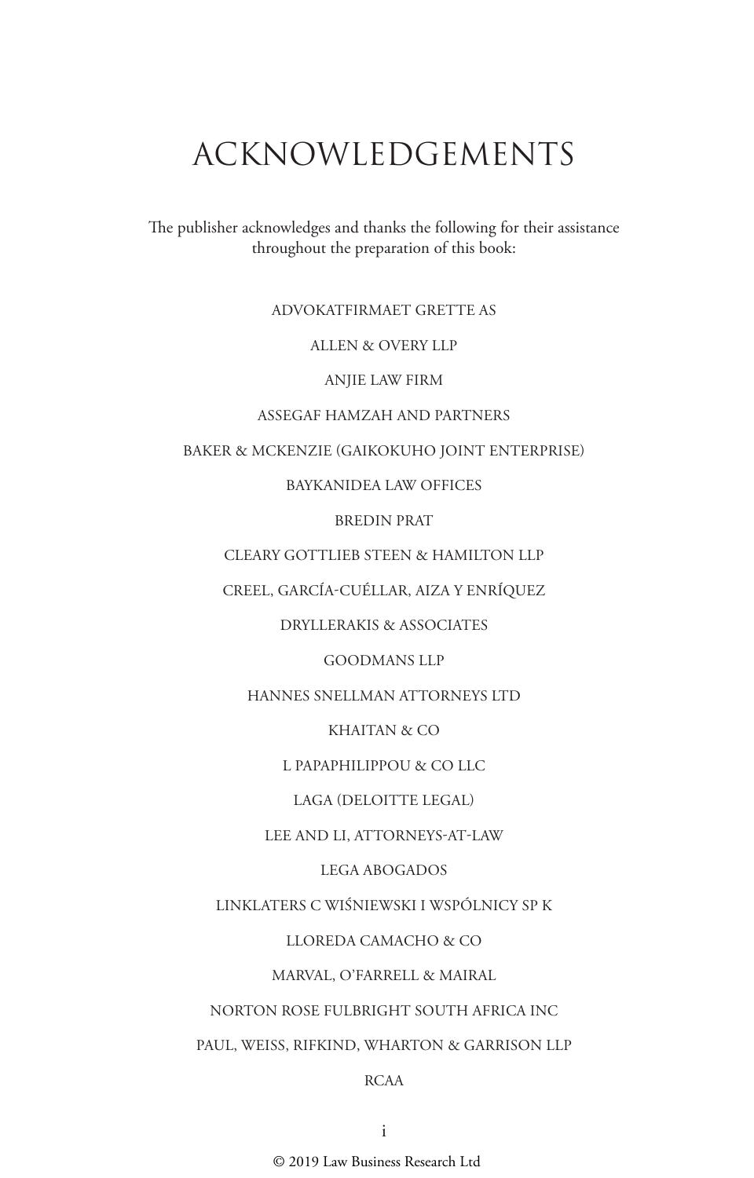# ACKNOWLEDGEMENTS

The publisher acknowledges and thanks the following for their assistance throughout the preparation of this book:

ADVOKATFIRMAET GRETTE AS

ALLEN & OVERY LLP

ANJIE LAW FIRM

ASSEGAF HAMZAH AND PARTNERS

BAKER & MCKENZIE (GAIKOKUHO JOINT ENTERPRISE)

BAYKANIDEA LAW OFFICES

BREDIN PRAT

CLEARY GOTTLIEB STEEN & HAMILTON LLP

CREEL, GARCÍA-CUÉLLAR, AIZA Y ENRÍQUEZ

DRYLLERAKIS & ASSOCIATES

GOODMANS LLP

HANNES SNELLMAN ATTORNEYS LTD

KHAITAN & CO

L PAPAPHILIPPOU & CO LLC

LAGA (DELOITTE LEGAL)

LEE AND LI, ATTORNEYS-AT-LAW

LEGA ABOGADOS

LINKLATERS C WIŚNIEWSKI I WSPÓLNICY SP K

LLOREDA CAMACHO & CO

MARVAL, O'FARRELL & MAIRAL

NORTON ROSE FULBRIGHT SOUTH AFRICA INC

PAUL, WEISS, RIFKIND, WHARTON & GARRISON LLP

RCAA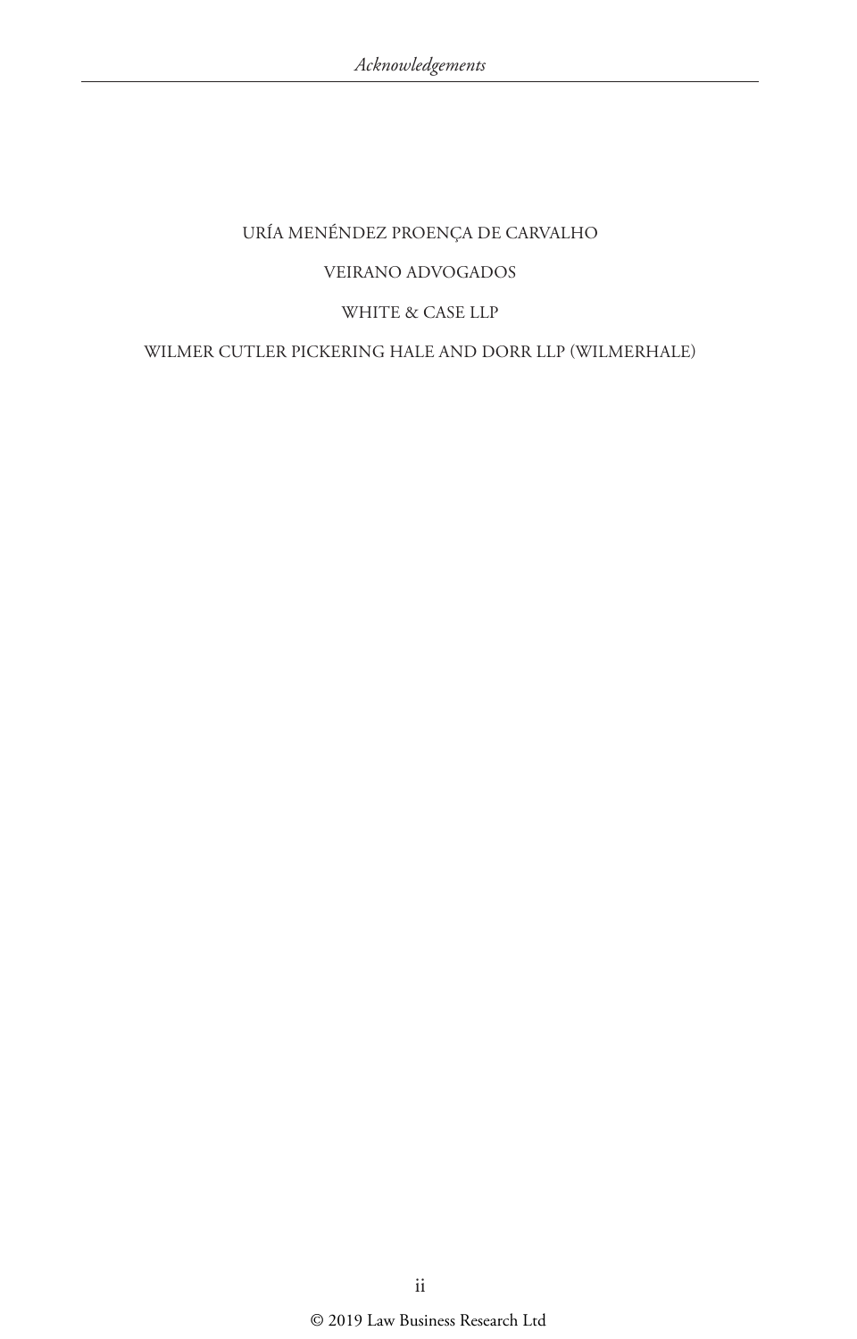URÍA MENÉNDEZ PROENÇA DE CARVALHO

VEIRANO ADVOGADOS

WHITE & CASE LLP

WILMER CUTLER PICKERING HALE AND DORR LLP (WILMERHALE)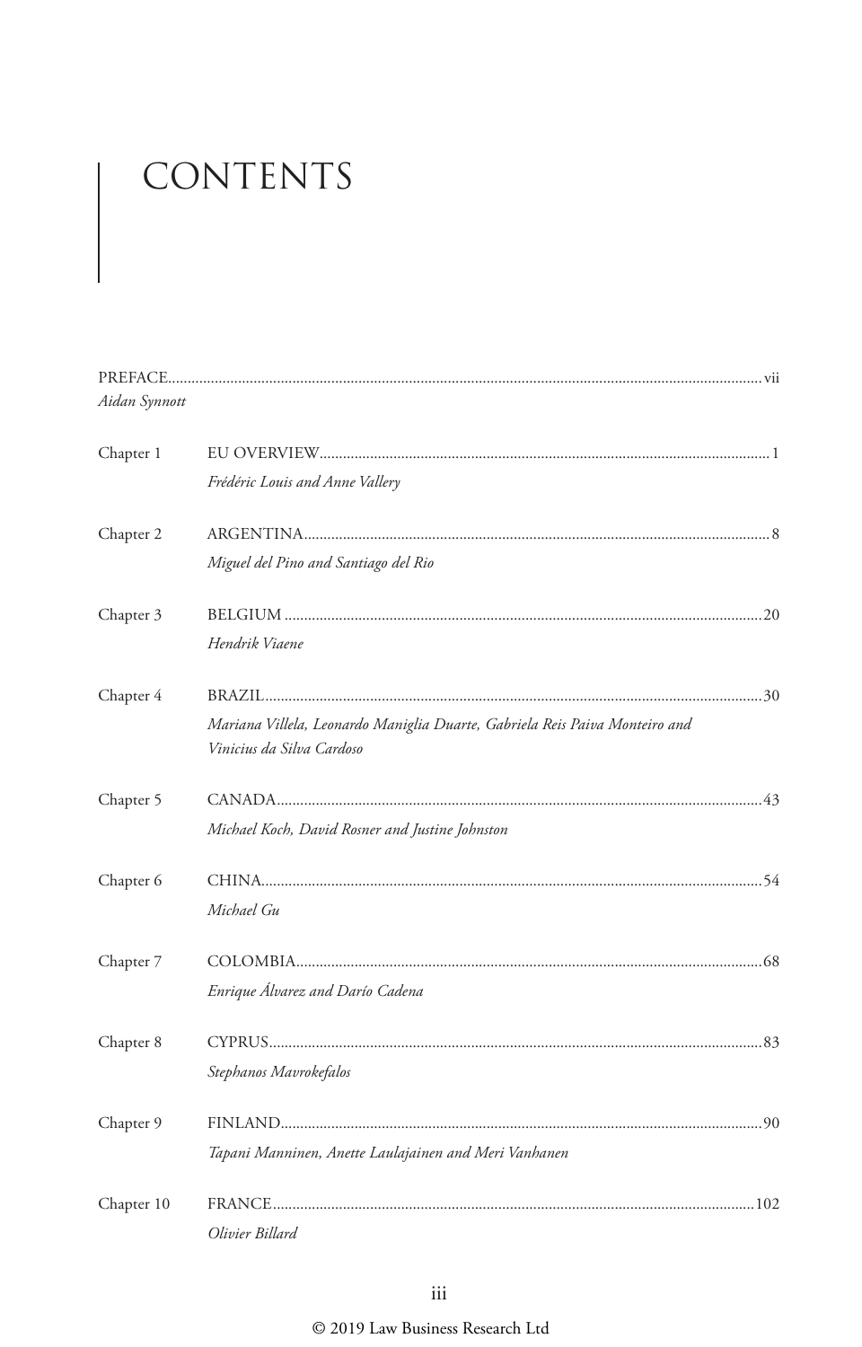# CONTENTS

PREFACE ..... vii
*Aidan Synnott*

Chapter 1 EU OVERVIEW ..... 1
*Frédéric Louis and Anne Vallery*

Chapter 2 ARGENTINA ..... 8
*Miguel del Pino and Santiago del Rio*

Chapter 3 BELGIUM ..... 20
*Hendrik Viaene*

Chapter 4 BRAZIL ..... 30
*Mariana Villela, Leonardo Maniglia Duarte, Gabriela Reis Paiva Monteiro and Vinicius da Silva Cardoso*

Chapter 5 CANADA ..... 43
*Michael Koch, David Rosner and Justine Johnston*

Chapter 6 CHINA ..... 54
*Michael Gu*

Chapter 7 COLOMBIA ..... 68
*Enrique Álvarez and Darío Cadena*

Chapter 8 CYPRUS ..... 83
*Stephanos Mavrokefalos*

Chapter 9 FINLAND ..... 90
*Tapani Manninen, Anette Laulajainen and Meri Vanhanen*

Chapter 10 FRANCE ..... 102
*Olivier Billard*

© 2019 Law Business Research Ltd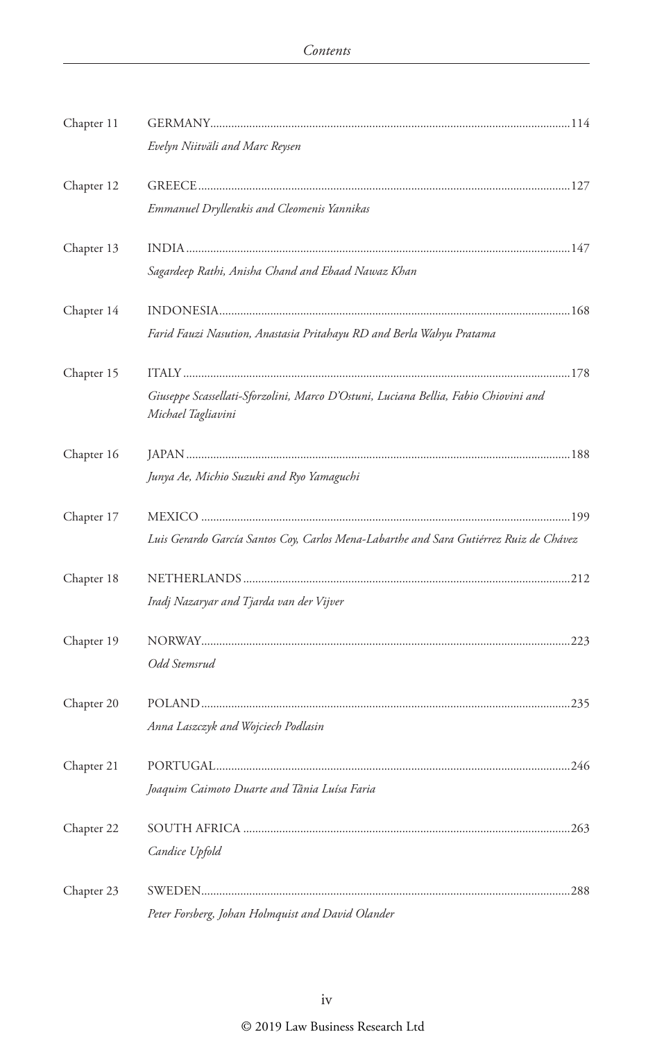Chapter 11 GERMANY ........ 114

*Evelyn Niitväli and Marc Reysen*

Chapter 12 GREECE ........ 127

*Emmanuel Dryllerakis and Cleomenis Yannikas*

Chapter 13 INDIA ........ 147

*Sagardeep Rathi, Anisha Chand and Ebaad Nawaz Khan*

Chapter 14 INDONESIA ........ 168

*Farid Fauzi Nasution, Anastasia Pritahayu RD and Berla Wahyu Pratama*

Chapter 15 ITALY ........ 178

*Giuseppe Scassellati-Sforzolini, Marco D'Ostuni, Luciana Bellia, Fabio Chiovini and Michael Tagliavini*

Chapter 16 JAPAN ........ 188

*Junya Ae, Michio Suzuki and Ryo Yamaguchi*

Chapter 17 MEXICO ........ 199

*Luis Gerardo García Santos Coy, Carlos Mena-Labarthe and Sara Gutiérrez Ruiz de Chávez*

Chapter 18 NETHERLANDS ........ 212

*Iradj Nazaryar and Tjarda van der Vijver*

Chapter 19 NORWAY ........ 223

*Odd Stemsrud*

Chapter 20 POLAND ........ 235

*Anna Laszczyk and Wojciech Podlasin*

Chapter 21 PORTUGAL ........ 246

*Joaquim Caimoto Duarte and Tânia Luísa Faria*

Chapter 22 SOUTH AFRICA ........ 263

*Candice Upfold*

Chapter 23 SWEDEN ........ 288

*Peter Forsberg, Johan Holmquist and David Olander*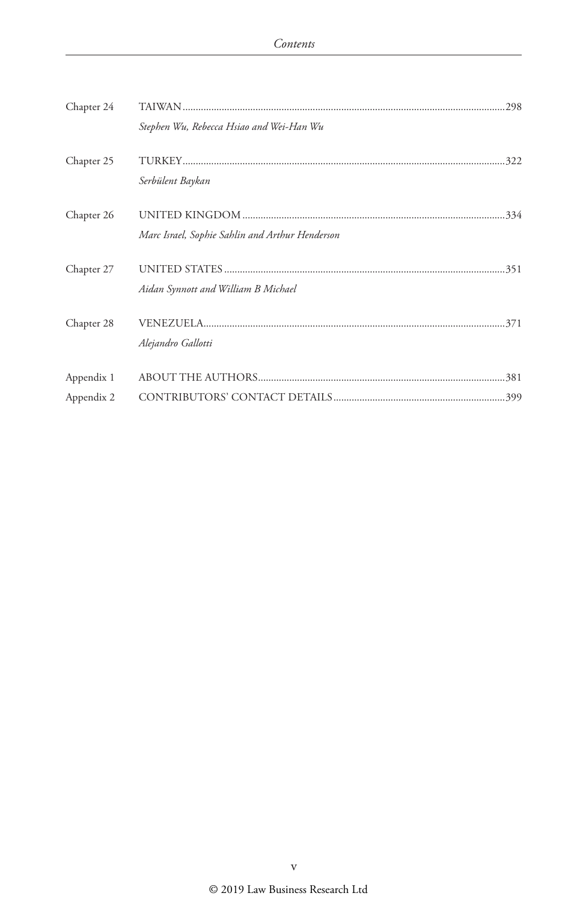| | | |
|---|---|---|
| Chapter 24 | TAIWAN | 298 |
| | *Stephen Wu, Rebecca Hsiao and Wei-Han Wu* | |
| Chapter 25 | TURKEY | 322 |
| | *Serbülent Baykan* | |
| Chapter 26 | UNITED KINGDOM | 334 |
| | *Marc Israel, Sophie Sahlin and Arthur Henderson* | |
| Chapter 27 | UNITED STATES | 351 |
| | *Aidan Synnott and William B Michael* | |
| Chapter 28 | VENEZUELA | 371 |
| | *Alejandro Gallotti* | |
| Appendix 1 | ABOUT THE AUTHORS | 381 |
| Appendix 2 | CONTRIBUTORS' CONTACT DETAILS | 399 |

© 2019 Law Business Research Ltd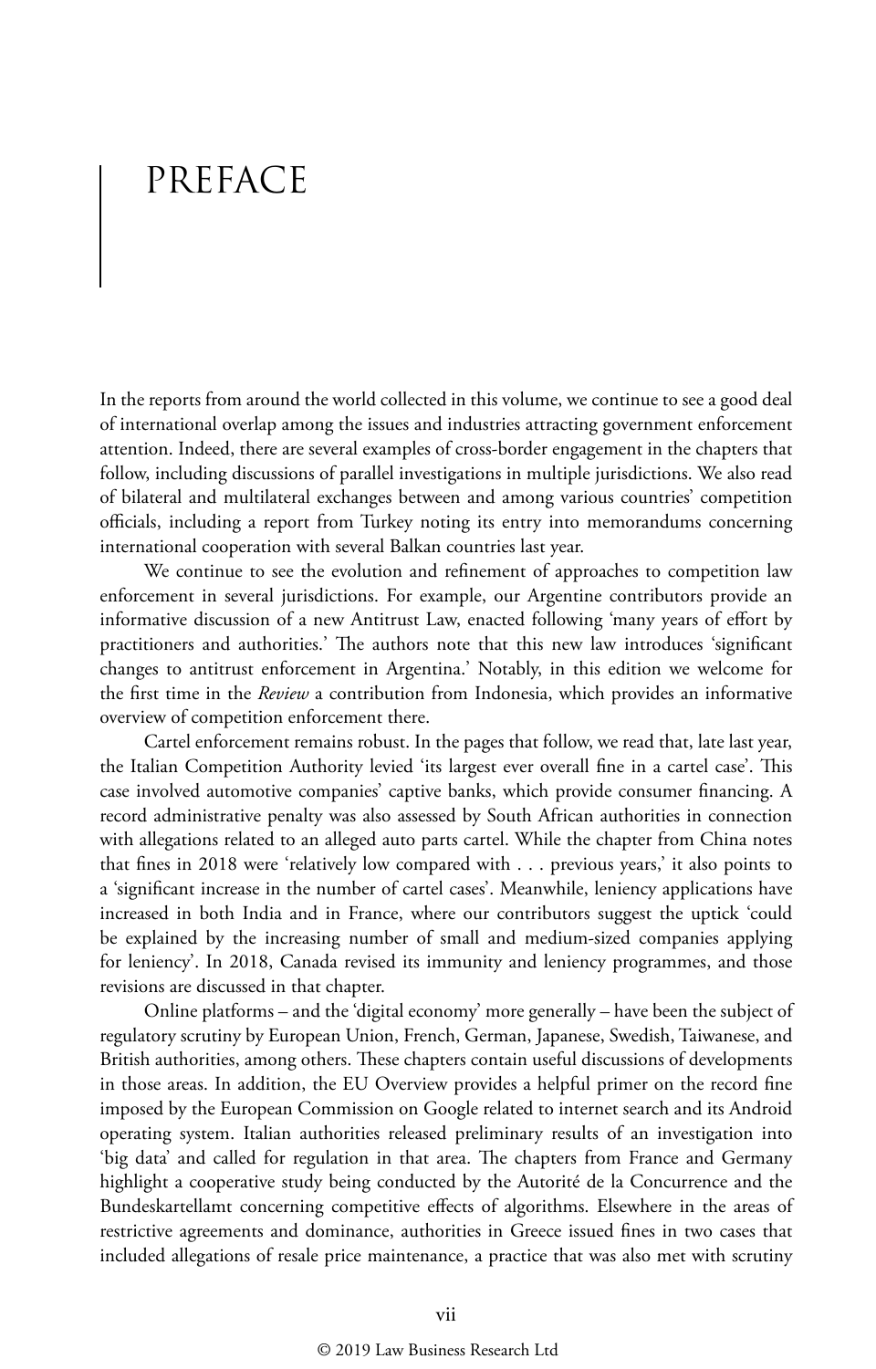# PREFACE

In the reports from around the world collected in this volume, we continue to see a good deal of international overlap among the issues and industries attracting government enforcement attention. Indeed, there are several examples of cross-border engagement in the chapters that follow, including discussions of parallel investigations in multiple jurisdictions. We also read of bilateral and multilateral exchanges between and among various countries' competition officials, including a report from Turkey noting its entry into memorandums concerning international cooperation with several Balkan countries last year.

We continue to see the evolution and refinement of approaches to competition law enforcement in several jurisdictions. For example, our Argentine contributors provide an informative discussion of a new Antitrust Law, enacted following 'many years of effort by practitioners and authorities.' The authors note that this new law introduces 'significant changes to antitrust enforcement in Argentina.' Notably, in this edition we welcome for the first time in the *Review* a contribution from Indonesia, which provides an informative overview of competition enforcement there.

Cartel enforcement remains robust. In the pages that follow, we read that, late last year, the Italian Competition Authority levied 'its largest ever overall fine in a cartel case'. This case involved automotive companies' captive banks, which provide consumer financing. A record administrative penalty was also assessed by South African authorities in connection with allegations related to an alleged auto parts cartel. While the chapter from China notes that fines in 2018 were 'relatively low compared with . . . previous years,' it also points to a 'significant increase in the number of cartel cases'. Meanwhile, leniency applications have increased in both India and in France, where our contributors suggest the uptick 'could be explained by the increasing number of small and medium-sized companies applying for leniency'. In 2018, Canada revised its immunity and leniency programmes, and those revisions are discussed in that chapter.

Online platforms – and the 'digital economy' more generally – have been the subject of regulatory scrutiny by European Union, French, German, Japanese, Swedish, Taiwanese, and British authorities, among others. These chapters contain useful discussions of developments in those areas. In addition, the EU Overview provides a helpful primer on the record fine imposed by the European Commission on Google related to internet search and its Android operating system. Italian authorities released preliminary results of an investigation into 'big data' and called for regulation in that area. The chapters from France and Germany highlight a cooperative study being conducted by the Autorité de la Concurrence and the Bundeskartellamt concerning competitive effects of algorithms. Elsewhere in the areas of restrictive agreements and dominance, authorities in Greece issued fines in two cases that included allegations of resale price maintenance, a practice that was also met with scrutiny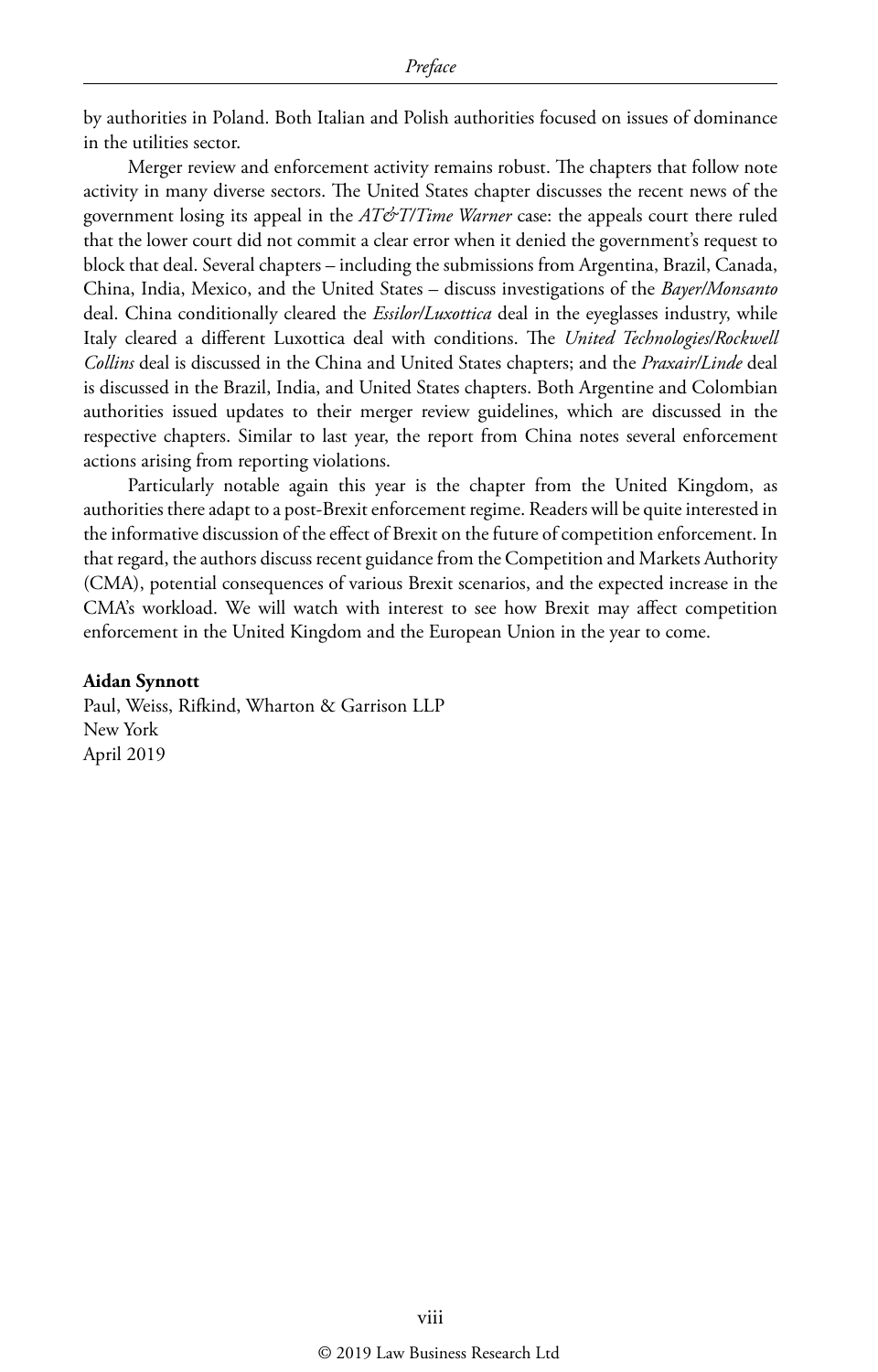by authorities in Poland. Both Italian and Polish authorities focused on issues of dominance in the utilities sector.

Merger review and enforcement activity remains robust. The chapters that follow note activity in many diverse sectors. The United States chapter discusses the recent news of the government losing its appeal in the *AT&T/Time Warner* case: the appeals court there ruled that the lower court did not commit a clear error when it denied the government's request to block that deal. Several chapters – including the submissions from Argentina, Brazil, Canada, China, India, Mexico, and the United States – discuss investigations of the *Bayer/Monsanto* deal. China conditionally cleared the *Essilor/Luxottica* deal in the eyeglasses industry, while Italy cleared a different Luxottica deal with conditions. The *United Technologies/Rockwell Collins* deal is discussed in the China and United States chapters; and the *Praxair/Linde* deal is discussed in the Brazil, India, and United States chapters. Both Argentine and Colombian authorities issued updates to their merger review guidelines, which are discussed in the respective chapters. Similar to last year, the report from China notes several enforcement actions arising from reporting violations.

Particularly notable again this year is the chapter from the United Kingdom, as authorities there adapt to a post-Brexit enforcement regime. Readers will be quite interested in the informative discussion of the effect of Brexit on the future of competition enforcement. In that regard, the authors discuss recent guidance from the Competition and Markets Authority (CMA), potential consequences of various Brexit scenarios, and the expected increase in the CMA's workload. We will watch with interest to see how Brexit may affect competition enforcement in the United Kingdom and the European Union in the year to come.

**Aidan Synnott**
Paul, Weiss, Rifkind, Wharton & Garrison LLP
New York
April 2019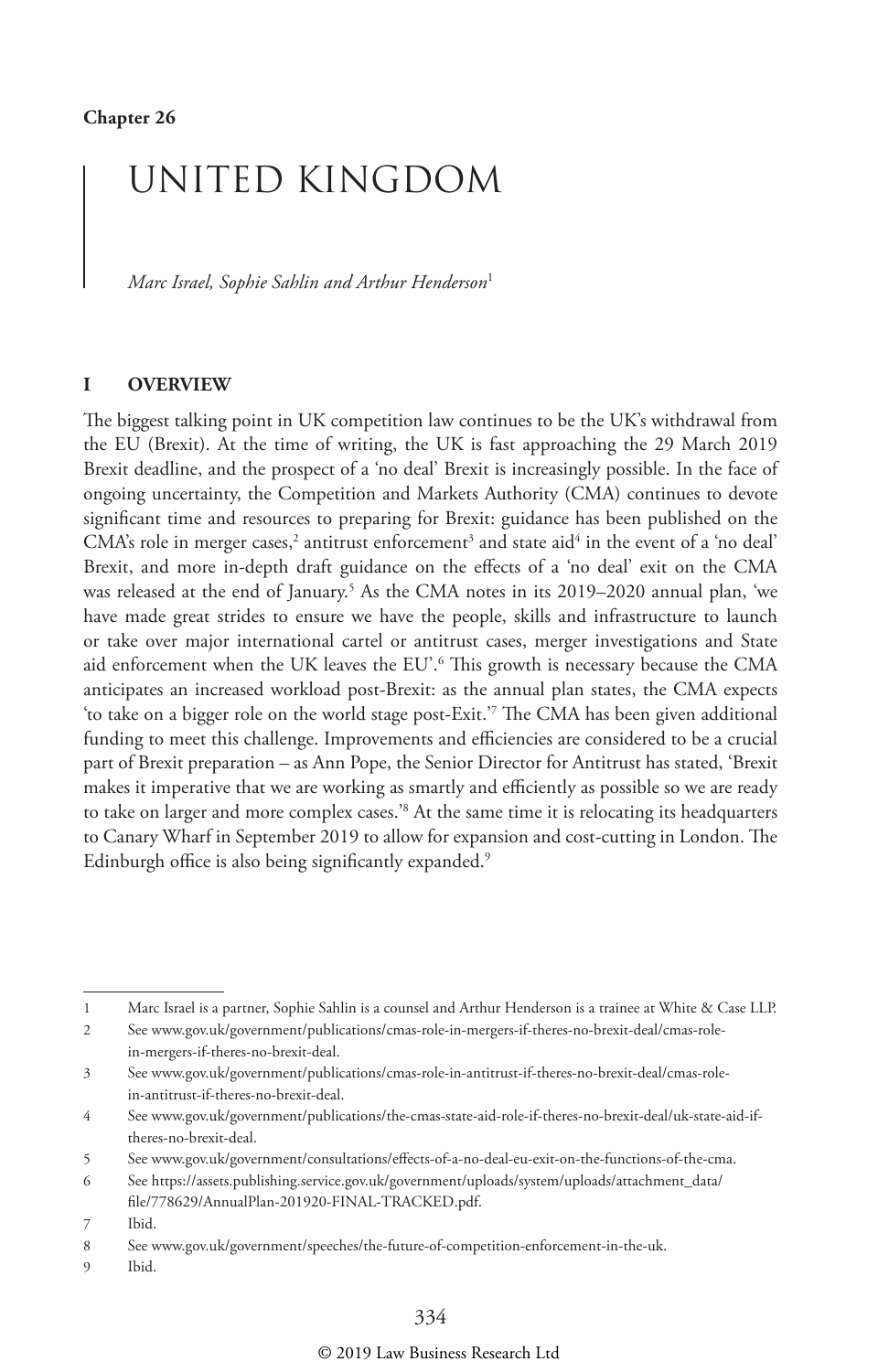Chapter 26

# UNITED KINGDOM

*Marc Israel, Sophie Sahlin and Arthur Henderson*[1]

## I OVERVIEW

The biggest talking point in UK competition law continues to be the UK's withdrawal from the EU (Brexit). At the time of writing, the UK is fast approaching the 29 March 2019 Brexit deadline, and the prospect of a 'no deal' Brexit is increasingly possible. In the face of ongoing uncertainty, the Competition and Markets Authority (CMA) continues to devote significant time and resources to preparing for Brexit: guidance has been published on the CMA's role in merger cases,[2] antitrust enforcement[3] and state aid[4] in the event of a 'no deal' Brexit, and more in-depth draft guidance on the effects of a 'no deal' exit on the CMA was released at the end of January.[5] As the CMA notes in its 2019–2020 annual plan, 'we have made great strides to ensure we have the people, skills and infrastructure to launch or take over major international cartel or antitrust cases, merger investigations and State aid enforcement when the UK leaves the EU'.[6] This growth is necessary because the CMA anticipates an increased workload post-Brexit: as the annual plan states, the CMA expects 'to take on a bigger role on the world stage post-Exit.'[7] The CMA has been given additional funding to meet this challenge. Improvements and efficiencies are considered to be a crucial part of Brexit preparation – as Ann Pope, the Senior Director for Antitrust has stated, 'Brexit makes it imperative that we are working as smartly and efficiently as possible so we are ready to take on larger and more complex cases.'[8] At the same time it is relocating its headquarters to Canary Wharf in September 2019 to allow for expansion and cost-cutting in London. The Edinburgh office is also being significantly expanded.[9]

---

1 Marc Israel is a partner, Sophie Sahlin is a counsel and Arthur Henderson is a trainee at White & Case LLP.

2 See www.gov.uk/government/publications/cmas-role-in-mergers-if-theres-no-brexit-deal/cmas-role-in-mergers-if-theres-no-brexit-deal.

3 See www.gov.uk/government/publications/cmas-role-in-antitrust-if-theres-no-brexit-deal/cmas-role-in-antitrust-if-theres-no-brexit-deal.

4 See www.gov.uk/government/publications/the-cmas-state-aid-role-if-theres-no-brexit-deal/uk-state-aid-if-theres-no-brexit-deal.

5 See www.gov.uk/government/consultations/effects-of-a-no-deal-eu-exit-on-the-functions-of-the-cma.

6 See https://assets.publishing.service.gov.uk/government/uploads/system/uploads/attachment_data/file/778629/AnnualPlan-201920-FINAL-TRACKED.pdf.

7 Ibid.

8 See www.gov.uk/government/speeches/the-future-of-competition-enforcement-in-the-uk.

9 Ibid.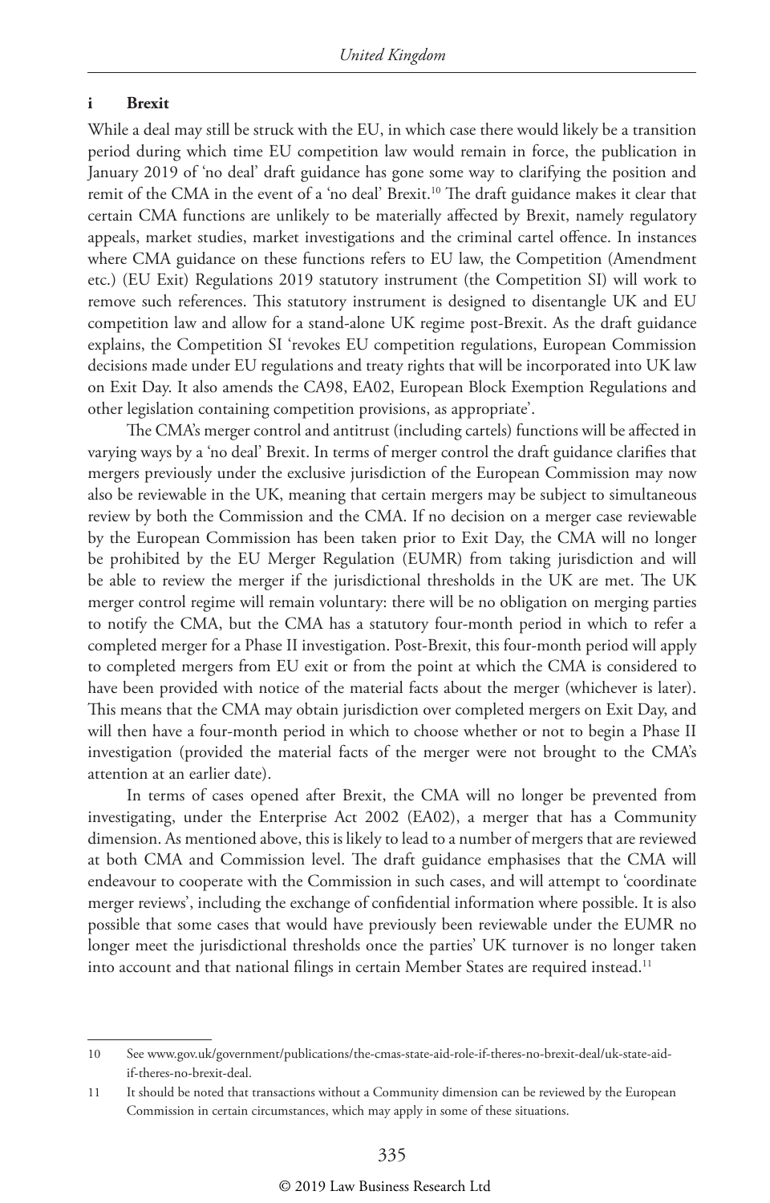### i Brexit

While a deal may still be struck with the EU, in which case there would likely be a transition period during which time EU competition law would remain in force, the publication in January 2019 of 'no deal' draft guidance has gone some way to clarifying the position and remit of the CMA in the event of a 'no deal' Brexit.[10] The draft guidance makes it clear that certain CMA functions are unlikely to be materially affected by Brexit, namely regulatory appeals, market studies, market investigations and the criminal cartel offence. In instances where CMA guidance on these functions refers to EU law, the Competition (Amendment etc.) (EU Exit) Regulations 2019 statutory instrument (the Competition SI) will work to remove such references. This statutory instrument is designed to disentangle UK and EU competition law and allow for a stand-alone UK regime post-Brexit. As the draft guidance explains, the Competition SI 'revokes EU competition regulations, European Commission decisions made under EU regulations and treaty rights that will be incorporated into UK law on Exit Day. It also amends the CA98, EA02, European Block Exemption Regulations and other legislation containing competition provisions, as appropriate'.

The CMA's merger control and antitrust (including cartels) functions will be affected in varying ways by a 'no deal' Brexit. In terms of merger control the draft guidance clarifies that mergers previously under the exclusive jurisdiction of the European Commission may now also be reviewable in the UK, meaning that certain mergers may be subject to simultaneous review by both the Commission and the CMA. If no decision on a merger case reviewable by the European Commission has been taken prior to Exit Day, the CMA will no longer be prohibited by the EU Merger Regulation (EUMR) from taking jurisdiction and will be able to review the merger if the jurisdictional thresholds in the UK are met. The UK merger control regime will remain voluntary: there will be no obligation on merging parties to notify the CMA, but the CMA has a statutory four-month period in which to refer a completed merger for a Phase II investigation. Post-Brexit, this four-month period will apply to completed mergers from EU exit or from the point at which the CMA is considered to have been provided with notice of the material facts about the merger (whichever is later). This means that the CMA may obtain jurisdiction over completed mergers on Exit Day, and will then have a four-month period in which to choose whether or not to begin a Phase II investigation (provided the material facts of the merger were not brought to the CMA's attention at an earlier date).

In terms of cases opened after Brexit, the CMA will no longer be prevented from investigating, under the Enterprise Act 2002 (EA02), a merger that has a Community dimension. As mentioned above, this is likely to lead to a number of mergers that are reviewed at both CMA and Commission level. The draft guidance emphasises that the CMA will endeavour to cooperate with the Commission in such cases, and will attempt to 'coordinate merger reviews', including the exchange of confidential information where possible. It is also possible that some cases that would have previously been reviewable under the EUMR no longer meet the jurisdictional thresholds once the parties' UK turnover is no longer taken into account and that national filings in certain Member States are required instead.[11]

---

10 See www.gov.uk/government/publications/the-cmas-state-aid-role-if-theres-no-brexit-deal/uk-state-aid-if-theres-no-brexit-deal.

11 It should be noted that transactions without a Community dimension can be reviewed by the European Commission in certain circumstances, which may apply in some of these situations.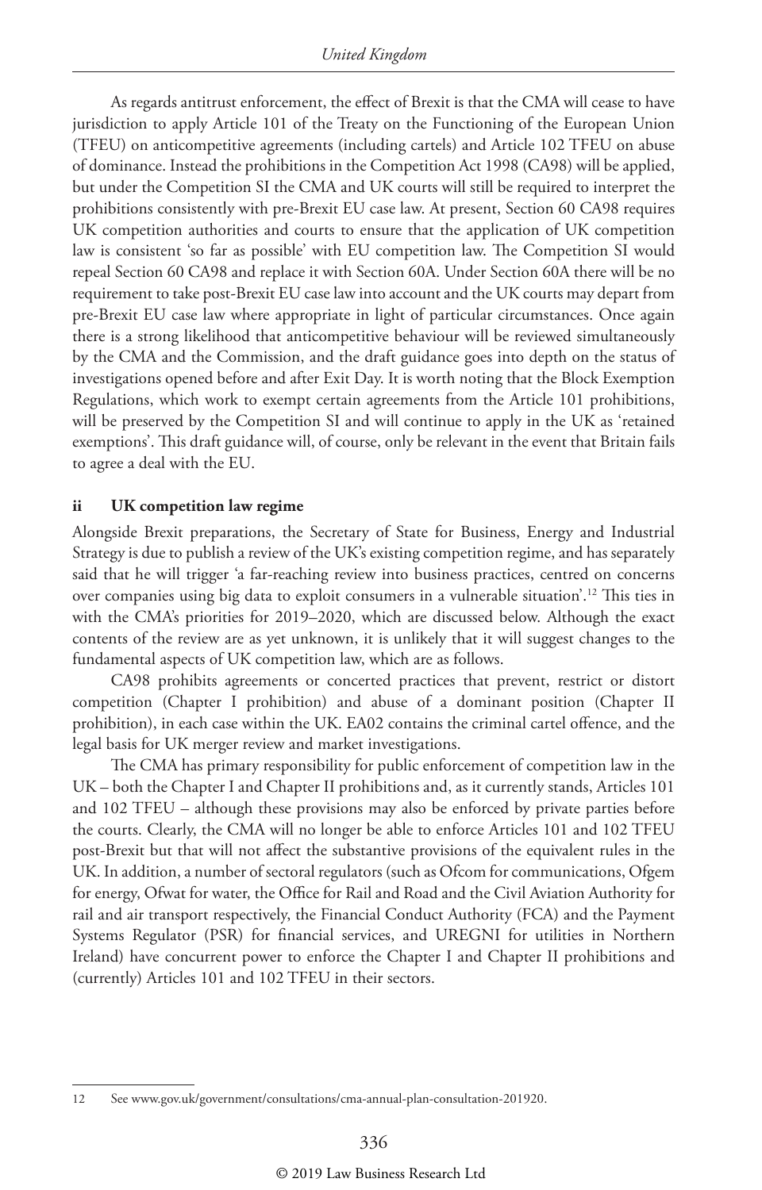As regards antitrust enforcement, the effect of Brexit is that the CMA will cease to have jurisdiction to apply Article 101 of the Treaty on the Functioning of the European Union (TFEU) on anticompetitive agreements (including cartels) and Article 102 TFEU on abuse of dominance. Instead the prohibitions in the Competition Act 1998 (CA98) will be applied, but under the Competition SI the CMA and UK courts will still be required to interpret the prohibitions consistently with pre-Brexit EU case law. At present, Section 60 CA98 requires UK competition authorities and courts to ensure that the application of UK competition law is consistent 'so far as possible' with EU competition law. The Competition SI would repeal Section 60 CA98 and replace it with Section 60A. Under Section 60A there will be no requirement to take post-Brexit EU case law into account and the UK courts may depart from pre-Brexit EU case law where appropriate in light of particular circumstances. Once again there is a strong likelihood that anticompetitive behaviour will be reviewed simultaneously by the CMA and the Commission, and the draft guidance goes into depth on the status of investigations opened before and after Exit Day. It is worth noting that the Block Exemption Regulations, which work to exempt certain agreements from the Article 101 prohibitions, will be preserved by the Competition SI and will continue to apply in the UK as 'retained exemptions'. This draft guidance will, of course, only be relevant in the event that Britain fails to agree a deal with the EU.

### ii UK competition law regime

Alongside Brexit preparations, the Secretary of State for Business, Energy and Industrial Strategy is due to publish a review of the UK's existing competition regime, and has separately said that he will trigger 'a far-reaching review into business practices, centred on concerns over companies using big data to exploit consumers in a vulnerable situation'.[12] This ties in with the CMA's priorities for 2019–2020, which are discussed below. Although the exact contents of the review are as yet unknown, it is unlikely that it will suggest changes to the fundamental aspects of UK competition law, which are as follows.

CA98 prohibits agreements or concerted practices that prevent, restrict or distort competition (Chapter I prohibition) and abuse of a dominant position (Chapter II prohibition), in each case within the UK. EA02 contains the criminal cartel offence, and the legal basis for UK merger review and market investigations.

The CMA has primary responsibility for public enforcement of competition law in the UK – both the Chapter I and Chapter II prohibitions and, as it currently stands, Articles 101 and 102 TFEU – although these provisions may also be enforced by private parties before the courts. Clearly, the CMA will no longer be able to enforce Articles 101 and 102 TFEU post-Brexit but that will not affect the substantive provisions of the equivalent rules in the UK. In addition, a number of sectoral regulators (such as Ofcom for communications, Ofgem for energy, Ofwat for water, the Office for Rail and Road and the Civil Aviation Authority for rail and air transport respectively, the Financial Conduct Authority (FCA) and the Payment Systems Regulator (PSR) for financial services, and UREGNI for utilities in Northern Ireland) have concurrent power to enforce the Chapter I and Chapter II prohibitions and (currently) Articles 101 and 102 TFEU in their sectors.

---

12 See www.gov.uk/government/consultations/cma-annual-plan-consultation-201920.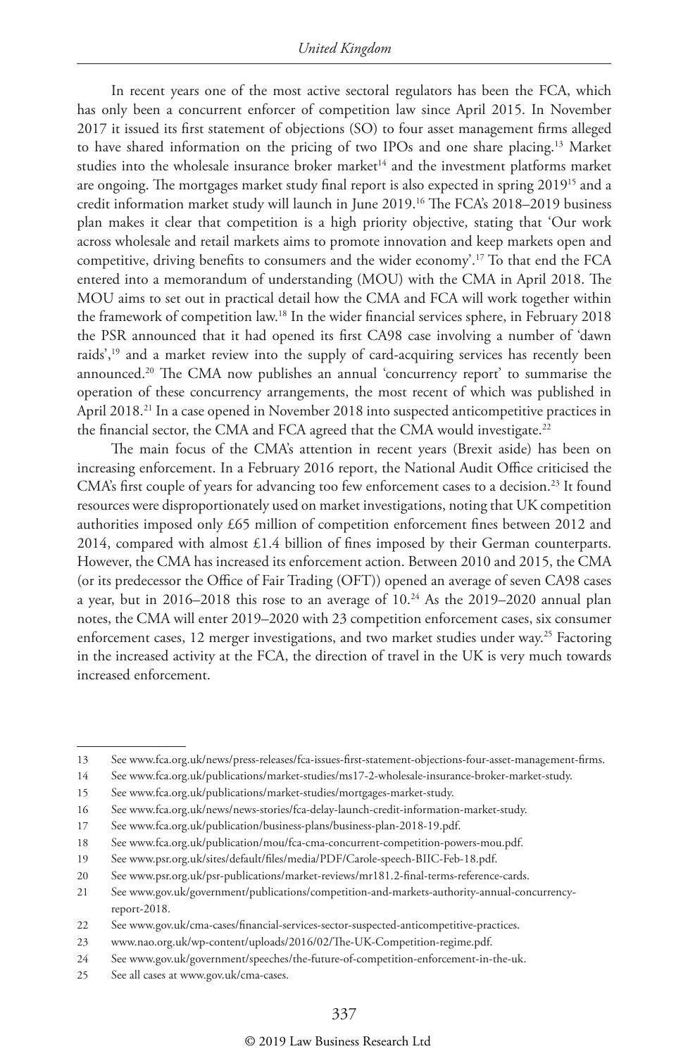In recent years one of the most active sectoral regulators has been the FCA, which has only been a concurrent enforcer of competition law since April 2015. In November 2017 it issued its first statement of objections (SO) to four asset management firms alleged to have shared information on the pricing of two IPOs and one share placing.[13] Market studies into the wholesale insurance broker market[14] and the investment platforms market are ongoing. The mortgages market study final report is also expected in spring 2019[15] and a credit information market study will launch in June 2019.[16] The FCA's 2018–2019 business plan makes it clear that competition is a high priority objective, stating that 'Our work across wholesale and retail markets aims to promote innovation and keep markets open and competitive, driving benefits to consumers and the wider economy'.[17] To that end the FCA entered into a memorandum of understanding (MOU) with the CMA in April 2018. The MOU aims to set out in practical detail how the CMA and FCA will work together within the framework of competition law.[18] In the wider financial services sphere, in February 2018 the PSR announced that it had opened its first CA98 case involving a number of 'dawn raids',[19] and a market review into the supply of card-acquiring services has recently been announced.[20] The CMA now publishes an annual 'concurrency report' to summarise the operation of these concurrency arrangements, the most recent of which was published in April 2018.[21] In a case opened in November 2018 into suspected anticompetitive practices in the financial sector, the CMA and FCA agreed that the CMA would investigate.[22]

The main focus of the CMA's attention in recent years (Brexit aside) has been on increasing enforcement. In a February 2016 report, the National Audit Office criticised the CMA's first couple of years for advancing too few enforcement cases to a decision.[23] It found resources were disproportionately used on market investigations, noting that UK competition authorities imposed only £65 million of competition enforcement fines between 2012 and 2014, compared with almost £1.4 billion of fines imposed by their German counterparts. However, the CMA has increased its enforcement action. Between 2010 and 2015, the CMA (or its predecessor the Office of Fair Trading (OFT)) opened an average of seven CA98 cases a year, but in 2016–2018 this rose to an average of 10.[24] As the 2019–2020 annual plan notes, the CMA will enter 2019–2020 with 23 competition enforcement cases, six consumer enforcement cases, 12 merger investigations, and two market studies under way.[25] Factoring in the increased activity at the FCA, the direction of travel in the UK is very much towards increased enforcement.

---

13 See www.fca.org.uk/news/press-releases/fca-issues-first-statement-objections-four-asset-management-firms.

14 See www.fca.org.uk/publications/market-studies/ms17-2-wholesale-insurance-broker-market-study.

15 See www.fca.org.uk/publications/market-studies/mortgages-market-study.

16 See www.fca.org.uk/news/news-stories/fca-delay-launch-credit-information-market-study.

17 See www.fca.org.uk/publication/business-plans/business-plan-2018-19.pdf.

18 See www.fca.org.uk/publication/mou/fca-cma-concurrent-competition-powers-mou.pdf.

19 See www.psr.org.uk/sites/default/files/media/PDF/Carole-speech-BIIC-Feb-18.pdf.

20 See www.psr.org.uk/psr-publications/market-reviews/mr181.2-final-terms-reference-cards.

21 See www.gov.uk/government/publications/competition-and-markets-authority-annual-concurrency-report-2018.

22 See www.gov.uk/cma-cases/financial-services-sector-suspected-anticompetitive-practices.

23 www.nao.org.uk/wp-content/uploads/2016/02/The-UK-Competition-regime.pdf.

24 See www.gov.uk/government/speeches/the-future-of-competition-enforcement-in-the-uk.

25 See all cases at www.gov.uk/cma-cases.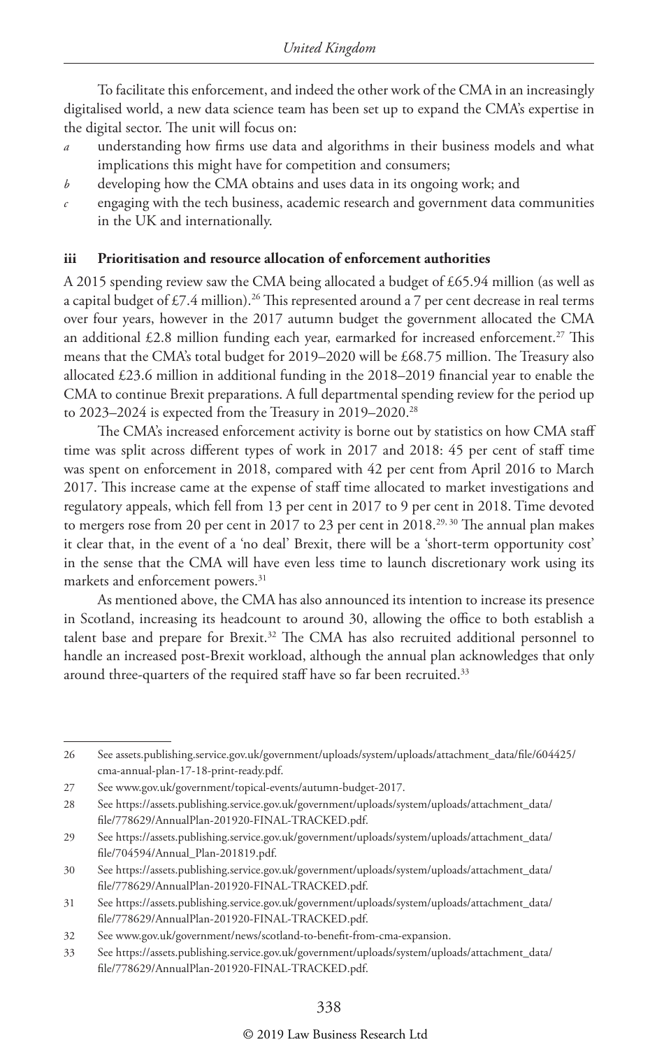To facilitate this enforcement, and indeed the other work of the CMA in an increasingly digitalised world, a new data science team has been set up to expand the CMA's expertise in the digital sector. The unit will focus on:

- *a* understanding how firms use data and algorithms in their business models and what implications this might have for competition and consumers;
- *b* developing how the CMA obtains and uses data in its ongoing work; and
- *c* engaging with the tech business, academic research and government data communities in the UK and internationally.

### iii Prioritisation and resource allocation of enforcement authorities

A 2015 spending review saw the CMA being allocated a budget of £65.94 million (as well as a capital budget of £7.4 million).[26] This represented around a 7 per cent decrease in real terms over four years, however in the 2017 autumn budget the government allocated the CMA an additional £2.8 million funding each year, earmarked for increased enforcement.[27] This means that the CMA's total budget for 2019–2020 will be £68.75 million. The Treasury also allocated £23.6 million in additional funding in the 2018–2019 financial year to enable the CMA to continue Brexit preparations. A full departmental spending review for the period up to 2023–2024 is expected from the Treasury in 2019–2020.[28]

The CMA's increased enforcement activity is borne out by statistics on how CMA staff time was split across different types of work in 2017 and 2018: 45 per cent of staff time was spent on enforcement in 2018, compared with 42 per cent from April 2016 to March 2017. This increase came at the expense of staff time allocated to market investigations and regulatory appeals, which fell from 13 per cent in 2017 to 9 per cent in 2018. Time devoted to mergers rose from 20 per cent in 2017 to 23 per cent in 2018.[29, 30] The annual plan makes it clear that, in the event of a 'no deal' Brexit, there will be a 'short-term opportunity cost' in the sense that the CMA will have even less time to launch discretionary work using its markets and enforcement powers.[31]

As mentioned above, the CMA has also announced its intention to increase its presence in Scotland, increasing its headcount to around 30, allowing the office to both establish a talent base and prepare for Brexit.[32] The CMA has also recruited additional personnel to handle an increased post-Brexit workload, although the annual plan acknowledges that only around three-quarters of the required staff have so far been recruited.[33]

---

26 See assets.publishing.service.gov.uk/government/uploads/system/uploads/attachment_data/file/604425/cma-annual-plan-17-18-print-ready.pdf.

27 See www.gov.uk/government/topical-events/autumn-budget-2017.

28 See https://assets.publishing.service.gov.uk/government/uploads/system/uploads/attachment_data/file/778629/AnnualPlan-201920-FINAL-TRACKED.pdf.

29 See https://assets.publishing.service.gov.uk/government/uploads/system/uploads/attachment_data/file/704594/Annual_Plan-201819.pdf.

30 See https://assets.publishing.service.gov.uk/government/uploads/system/uploads/attachment_data/file/778629/AnnualPlan-201920-FINAL-TRACKED.pdf.

31 See https://assets.publishing.service.gov.uk/government/uploads/system/uploads/attachment_data/file/778629/AnnualPlan-201920-FINAL-TRACKED.pdf.

32 See www.gov.uk/government/news/scotland-to-benefit-from-cma-expansion.

33 See https://assets.publishing.service.gov.uk/government/uploads/system/uploads/attachment_data/file/778629/AnnualPlan-201920-FINAL-TRACKED.pdf.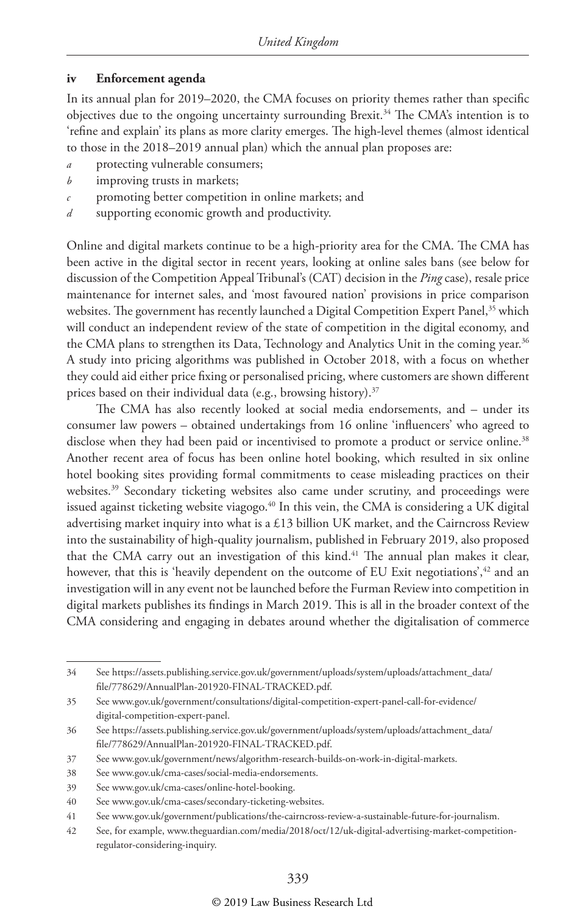#### iv Enforcement agenda

In its annual plan for 2019–2020, the CMA focuses on priority themes rather than specific objectives due to the ongoing uncertainty surrounding Brexit.[34] The CMA's intention is to 'refine and explain' its plans as more clarity emerges. The high-level themes (almost identical to those in the 2018–2019 annual plan) which the annual plan proposes are:

*a* protecting vulnerable consumers;
*b* improving trusts in markets;
*c* promoting better competition in online markets; and
*d* supporting economic growth and productivity.

Online and digital markets continue to be a high-priority area for the CMA. The CMA has been active in the digital sector in recent years, looking at online sales bans (see below for discussion of the Competition Appeal Tribunal's (CAT) decision in the *Ping* case), resale price maintenance for internet sales, and 'most favoured nation' provisions in price comparison websites. The government has recently launched a Digital Competition Expert Panel,[35] which will conduct an independent review of the state of competition in the digital economy, and the CMA plans to strengthen its Data, Technology and Analytics Unit in the coming year.[36] A study into pricing algorithms was published in October 2018, with a focus on whether they could aid either price fixing or personalised pricing, where customers are shown different prices based on their individual data (e.g., browsing history).[37]

The CMA has also recently looked at social media endorsements, and – under its consumer law powers – obtained undertakings from 16 online 'influencers' who agreed to disclose when they had been paid or incentivised to promote a product or service online.[38] Another recent area of focus has been online hotel booking, which resulted in six online hotel booking sites providing formal commitments to cease misleading practices on their websites.[39] Secondary ticketing websites also came under scrutiny, and proceedings were issued against ticketing website viagogo.[40] In this vein, the CMA is considering a UK digital advertising market inquiry into what is a £13 billion UK market, and the Cairncross Review into the sustainability of high-quality journalism, published in February 2019, also proposed that the CMA carry out an investigation of this kind.[41] The annual plan makes it clear, however, that this is 'heavily dependent on the outcome of EU Exit negotiations',[42] and an investigation will in any event not be launched before the Furman Review into competition in digital markets publishes its findings in March 2019. This is all in the broader context of the CMA considering and engaging in debates around whether the digitalisation of commerce

---

34 See https://assets.publishing.service.gov.uk/government/uploads/system/uploads/attachment_data/file/778629/AnnualPlan-201920-FINAL-TRACKED.pdf.

35 See www.gov.uk/government/consultations/digital-competition-expert-panel-call-for-evidence/digital-competition-expert-panel.

36 See https://assets.publishing.service.gov.uk/government/uploads/system/uploads/attachment_data/file/778629/AnnualPlan-201920-FINAL-TRACKED.pdf.

37 See www.gov.uk/government/news/algorithm-research-builds-on-work-in-digital-markets.

38 See www.gov.uk/cma-cases/social-media-endorsements.

39 See www.gov.uk/cma-cases/online-hotel-booking.

40 See www.gov.uk/cma-cases/secondary-ticketing-websites.

41 See www.gov.uk/government/publications/the-cairncross-review-a-sustainable-future-for-journalism.

42 See, for example, www.theguardian.com/media/2018/oct/12/uk-digital-advertising-market-competition-regulator-considering-inquiry.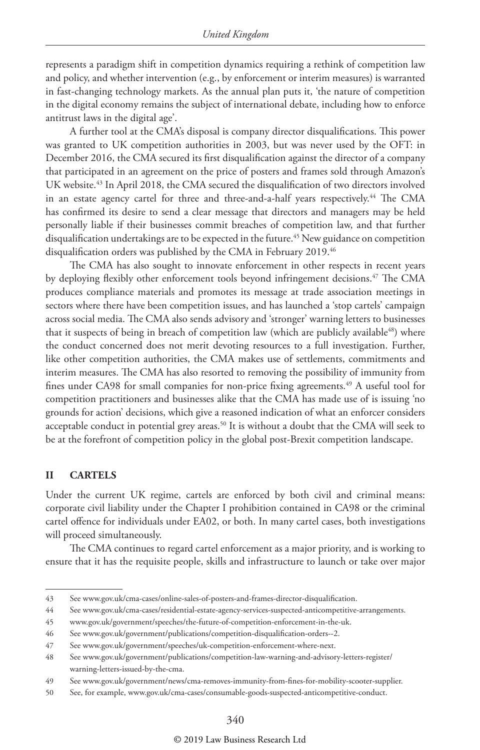represents a paradigm shift in competition dynamics requiring a rethink of competition law and policy, and whether intervention (e.g., by enforcement or interim measures) is warranted in fast-changing technology markets. As the annual plan puts it, 'the nature of competition in the digital economy remains the subject of international debate, including how to enforce antitrust laws in the digital age'.

A further tool at the CMA's disposal is company director disqualifications. This power was granted to UK competition authorities in 2003, but was never used by the OFT: in December 2016, the CMA secured its first disqualification against the director of a company that participated in an agreement on the price of posters and frames sold through Amazon's UK website.[43] In April 2018, the CMA secured the disqualification of two directors involved in an estate agency cartel for three and three-and-a-half years respectively.[44] The CMA has confirmed its desire to send a clear message that directors and managers may be held personally liable if their businesses commit breaches of competition law, and that further disqualification undertakings are to be expected in the future.[45] New guidance on competition disqualification orders was published by the CMA in February 2019.[46]

The CMA has also sought to innovate enforcement in other respects in recent years by deploying flexibly other enforcement tools beyond infringement decisions.[47] The CMA produces compliance materials and promotes its message at trade association meetings in sectors where there have been competition issues, and has launched a 'stop cartels' campaign across social media. The CMA also sends advisory and 'stronger' warning letters to businesses that it suspects of being in breach of competition law (which are publicly available[48]) where the conduct concerned does not merit devoting resources to a full investigation. Further, like other competition authorities, the CMA makes use of settlements, commitments and interim measures. The CMA has also resorted to removing the possibility of immunity from fines under CA98 for small companies for non-price fixing agreements.[49] A useful tool for competition practitioners and businesses alike that the CMA has made use of is issuing 'no grounds for action' decisions, which give a reasoned indication of what an enforcer considers acceptable conduct in potential grey areas.[50] It is without a doubt that the CMA will seek to be at the forefront of competition policy in the global post-Brexit competition landscape.

## II CARTELS

Under the current UK regime, cartels are enforced by both civil and criminal means: corporate civil liability under the Chapter I prohibition contained in CA98 or the criminal cartel offence for individuals under EA02, or both. In many cartel cases, both investigations will proceed simultaneously.

The CMA continues to regard cartel enforcement as a major priority, and is working to ensure that it has the requisite people, skills and infrastructure to launch or take over major

---

43 See www.gov.uk/cma-cases/online-sales-of-posters-and-frames-director-disqualification.

44 See www.gov.uk/cma-cases/residential-estate-agency-services-suspected-anticompetitive-arrangements.

45 www.gov.uk/government/speeches/the-future-of-competition-enforcement-in-the-uk.

46 See www.gov.uk/government/publications/competition-disqualification-orders--2.

47 See www.gov.uk/government/speeches/uk-competition-enforcement-where-next.

48 See www.gov.uk/government/publications/competition-law-warning-and-advisory-letters-register/warning-letters-issued-by-the-cma.

49 See www.gov.uk/government/news/cma-removes-immunity-from-fines-for-mobility-scooter-supplier.

50 See, for example, www.gov.uk/cma-cases/consumable-goods-suspected-anticompetitive-conduct.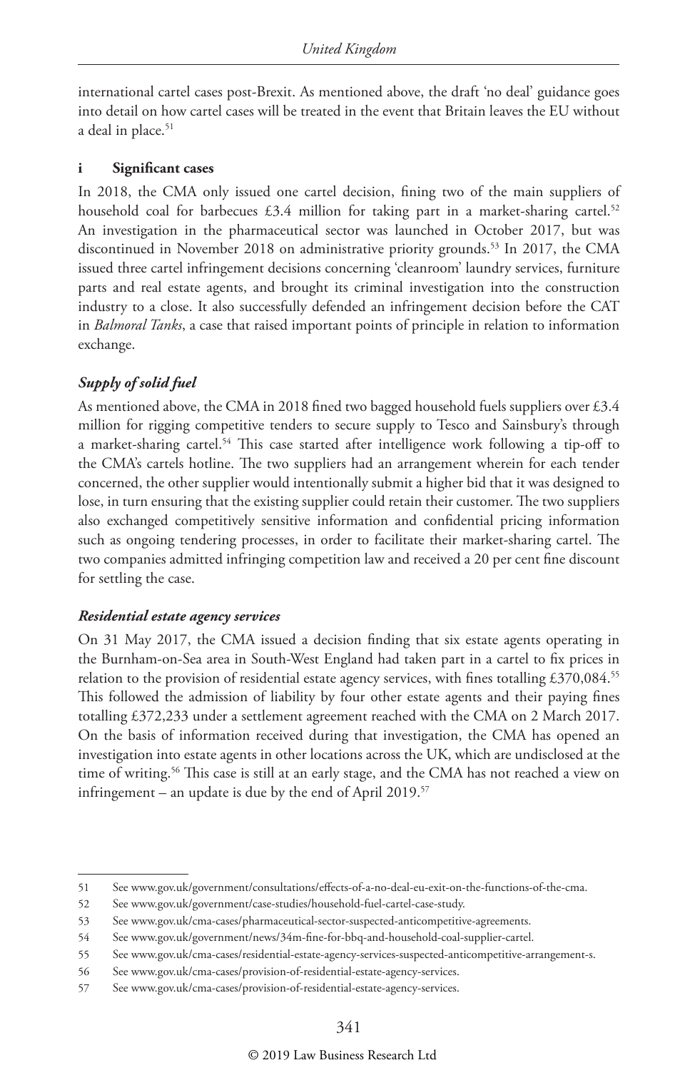international cartel cases post-Brexit. As mentioned above, the draft 'no deal' guidance goes into detail on how cartel cases will be treated in the event that Britain leaves the EU without a deal in place.[51]

### i Significant cases

In 2018, the CMA only issued one cartel decision, fining two of the main suppliers of household coal for barbecues £3.4 million for taking part in a market-sharing cartel.[52] An investigation in the pharmaceutical sector was launched in October 2017, but was discontinued in November 2018 on administrative priority grounds.[53] In 2017, the CMA issued three cartel infringement decisions concerning 'cleanroom' laundry services, furniture parts and real estate agents, and brought its criminal investigation into the construction industry to a close. It also successfully defended an infringement decision before the CAT in *Balmoral Tanks*, a case that raised important points of principle in relation to information exchange.

#### *Supply of solid fuel*

As mentioned above, the CMA in 2018 fined two bagged household fuels suppliers over £3.4 million for rigging competitive tenders to secure supply to Tesco and Sainsbury's through a market-sharing cartel.[54] This case started after intelligence work following a tip-off to the CMA's cartels hotline. The two suppliers had an arrangement wherein for each tender concerned, the other supplier would intentionally submit a higher bid that it was designed to lose, in turn ensuring that the existing supplier could retain their customer. The two suppliers also exchanged competitively sensitive information and confidential pricing information such as ongoing tendering processes, in order to facilitate their market-sharing cartel. The two companies admitted infringing competition law and received a 20 per cent fine discount for settling the case.

#### *Residential estate agency services*

On 31 May 2017, the CMA issued a decision finding that six estate agents operating in the Burnham-on-Sea area in South-West England had taken part in a cartel to fix prices in relation to the provision of residential estate agency services, with fines totalling £370,084.[55] This followed the admission of liability by four other estate agents and their paying fines totalling £372,233 under a settlement agreement reached with the CMA on 2 March 2017. On the basis of information received during that investigation, the CMA has opened an investigation into estate agents in other locations across the UK, which are undisclosed at the time of writing.[56] This case is still at an early stage, and the CMA has not reached a view on infringement – an update is due by the end of April 2019.[57]

---

51 See www.gov.uk/government/consultations/effects-of-a-no-deal-eu-exit-on-the-functions-of-the-cma.

52 See www.gov.uk/government/case-studies/household-fuel-cartel-case-study.

53 See www.gov.uk/cma-cases/pharmaceutical-sector-suspected-anticompetitive-agreements.

54 See www.gov.uk/government/news/34m-fine-for-bbq-and-household-coal-supplier-cartel.

55 See www.gov.uk/cma-cases/residential-estate-agency-services-suspected-anticompetitive-arrangement-s.

56 See www.gov.uk/cma-cases/provision-of-residential-estate-agency-services.

57 See www.gov.uk/cma-cases/provision-of-residential-estate-agency-services.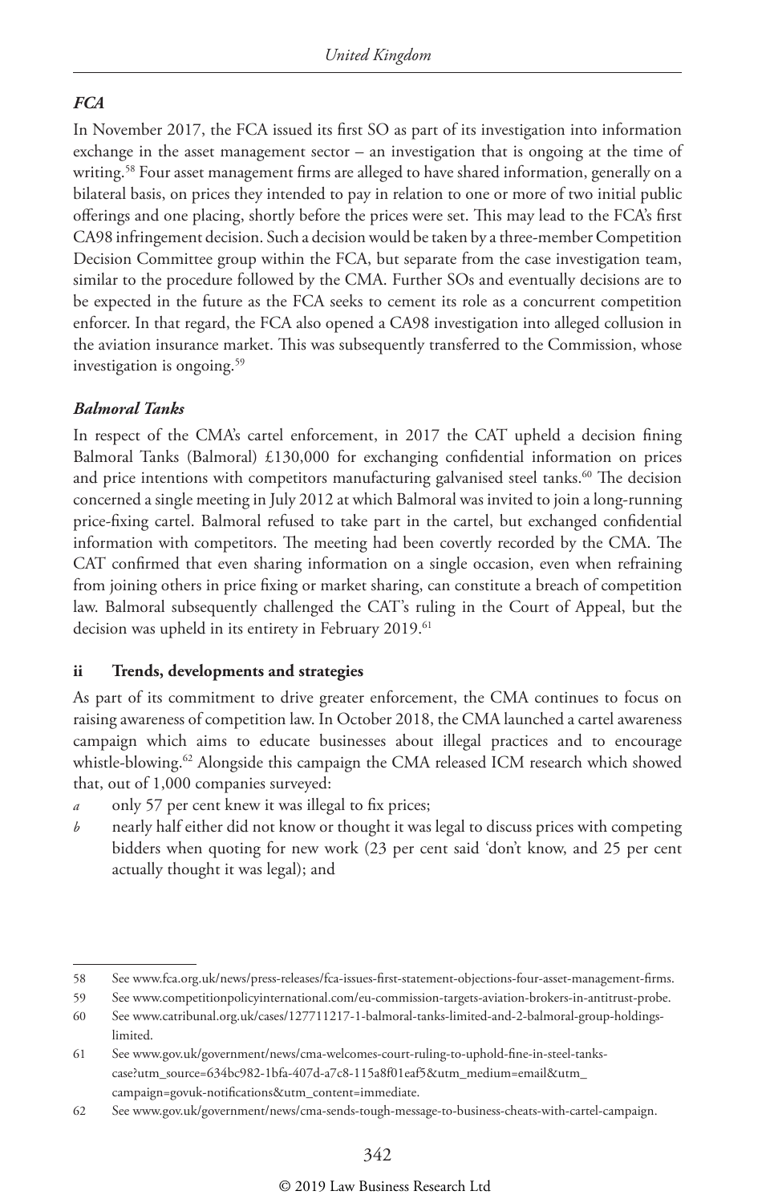### *FCA*

In November 2017, the FCA issued its first SO as part of its investigation into information exchange in the asset management sector – an investigation that is ongoing at the time of writing.[58] Four asset management firms are alleged to have shared information, generally on a bilateral basis, on prices they intended to pay in relation to one or more of two initial public offerings and one placing, shortly before the prices were set. This may lead to the FCA's first CA98 infringement decision. Such a decision would be taken by a three-member Competition Decision Committee group within the FCA, but separate from the case investigation team, similar to the procedure followed by the CMA. Further SOs and eventually decisions are to be expected in the future as the FCA seeks to cement its role as a concurrent competition enforcer. In that regard, the FCA also opened a CA98 investigation into alleged collusion in the aviation insurance market. This was subsequently transferred to the Commission, whose investigation is ongoing.[59]

### *Balmoral Tanks*

In respect of the CMA's cartel enforcement, in 2017 the CAT upheld a decision fining Balmoral Tanks (Balmoral) £130,000 for exchanging confidential information on prices and price intentions with competitors manufacturing galvanised steel tanks.[60] The decision concerned a single meeting in July 2012 at which Balmoral was invited to join a long-running price-fixing cartel. Balmoral refused to take part in the cartel, but exchanged confidential information with competitors. The meeting had been covertly recorded by the CMA. The CAT confirmed that even sharing information on a single occasion, even when refraining from joining others in price fixing or market sharing, can constitute a breach of competition law. Balmoral subsequently challenged the CAT's ruling in the Court of Appeal, but the decision was upheld in its entirety in February 2019.[61]

## ii Trends, developments and strategies

As part of its commitment to drive greater enforcement, the CMA continues to focus on raising awareness of competition law. In October 2018, the CMA launched a cartel awareness campaign which aims to educate businesses about illegal practices and to encourage whistle-blowing.[62] Alongside this campaign the CMA released ICM research which showed that, out of 1,000 companies surveyed:

*a* only 57 per cent knew it was illegal to fix prices;

*b* nearly half either did not know or thought it was legal to discuss prices with competing bidders when quoting for new work (23 per cent said 'don't know, and 25 per cent actually thought it was legal); and

---

58 See www.fca.org.uk/news/press-releases/fca-issues-first-statement-objections-four-asset-management-firms.

59 See www.competitionpolicyinternational.com/eu-commission-targets-aviation-brokers-in-antitrust-probe.

60 See www.catribunal.org.uk/cases/127711217-1-balmoral-tanks-limited-and-2-balmoral-group-holdings-limited.

61 See www.gov.uk/government/news/cma-welcomes-court-ruling-to-uphold-fine-in-steel-tanks-case?utm_source=634bc982-1bfa-407d-a7c8-115a8f01eaf5&utm_medium=email&utm_campaign=govuk-notifications&utm_content=immediate.

62 See www.gov.uk/government/news/cma-sends-tough-message-to-business-cheats-with-cartel-campaign.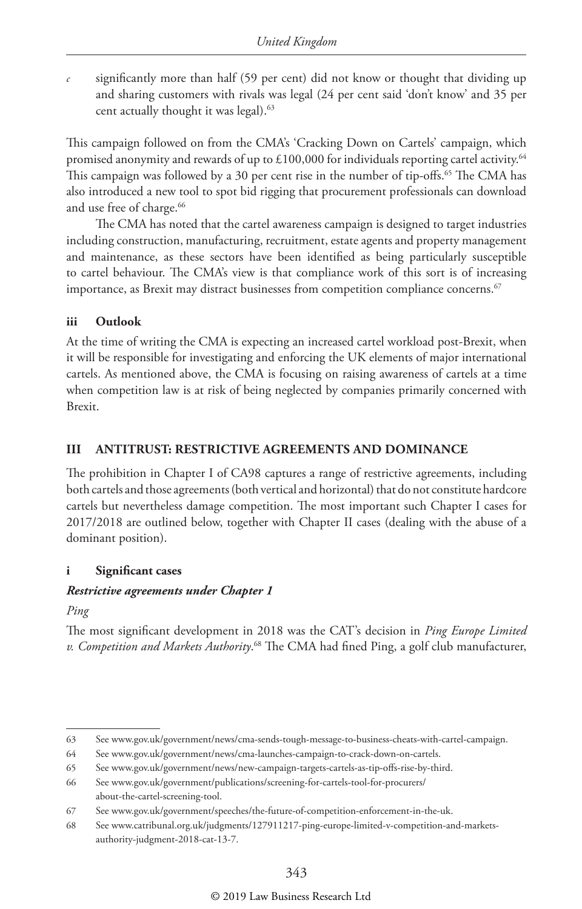*c* significantly more than half (59 per cent) did not know or thought that dividing up and sharing customers with rivals was legal (24 per cent said 'don't know' and 35 per cent actually thought it was legal).[63]

This campaign followed on from the CMA's 'Cracking Down on Cartels' campaign, which promised anonymity and rewards of up to £100,000 for individuals reporting cartel activity.[64] This campaign was followed by a 30 per cent rise in the number of tip-offs.[65] The CMA has also introduced a new tool to spot bid rigging that procurement professionals can download and use free of charge.[66]

The CMA has noted that the cartel awareness campaign is designed to target industries including construction, manufacturing, recruitment, estate agents and property management and maintenance, as these sectors have been identified as being particularly susceptible to cartel behaviour. The CMA's view is that compliance work of this sort is of increasing importance, as Brexit may distract businesses from competition compliance concerns.[67]

### iii Outlook

At the time of writing the CMA is expecting an increased cartel workload post-Brexit, when it will be responsible for investigating and enforcing the UK elements of major international cartels. As mentioned above, the CMA is focusing on raising awareness of cartels at a time when competition law is at risk of being neglected by companies primarily concerned with Brexit.

## III ANTITRUST: RESTRICTIVE AGREEMENTS AND DOMINANCE

The prohibition in Chapter I of CA98 captures a range of restrictive agreements, including both cartels and those agreements (both vertical and horizontal) that do not constitute hardcore cartels but nevertheless damage competition. The most important such Chapter I cases for 2017/2018 are outlined below, together with Chapter II cases (dealing with the abuse of a dominant position).

### i Significant cases

#### *Restrictive agreements under Chapter 1*

*Ping*

The most significant development in 2018 was the CAT's decision in *Ping Europe Limited v. Competition and Markets Authority*.[68] The CMA had fined Ping, a golf club manufacturer,

---

63 See www.gov.uk/government/news/cma-sends-tough-message-to-business-cheats-with-cartel-campaign.

64 See www.gov.uk/government/news/cma-launches-campaign-to-crack-down-on-cartels.

65 See www.gov.uk/government/news/new-campaign-targets-cartels-as-tip-offs-rise-by-third.

66 See www.gov.uk/government/publications/screening-for-cartels-tool-for-procurers/about-the-cartel-screening-tool.

67 See www.gov.uk/government/speeches/the-future-of-competition-enforcement-in-the-uk.

68 See www.catribunal.org.uk/judgments/127911217-ping-europe-limited-v-competition-and-markets-authority-judgment-2018-cat-13-7.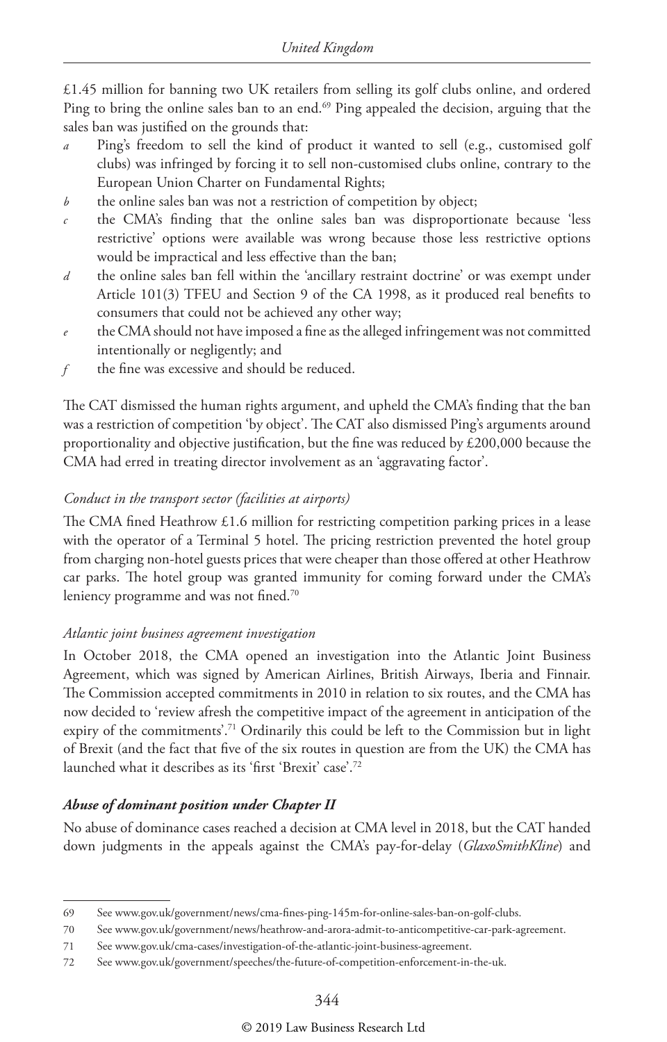£1.45 million for banning two UK retailers from selling its golf clubs online, and ordered Ping to bring the online sales ban to an end.[69] Ping appealed the decision, arguing that the sales ban was justified on the grounds that:

*a* Ping's freedom to sell the kind of product it wanted to sell (e.g., customised golf clubs) was infringed by forcing it to sell non-customised clubs online, contrary to the European Union Charter on Fundamental Rights;

*b* the online sales ban was not a restriction of competition by object;

*c* the CMA's finding that the online sales ban was disproportionate because 'less restrictive' options were available was wrong because those less restrictive options would be impractical and less effective than the ban;

*d* the online sales ban fell within the 'ancillary restraint doctrine' or was exempt under Article 101(3) TFEU and Section 9 of the CA 1998, as it produced real benefits to consumers that could not be achieved any other way;

*e* the CMA should not have imposed a fine as the alleged infringement was not committed intentionally or negligently; and

*f* the fine was excessive and should be reduced.

The CAT dismissed the human rights argument, and upheld the CMA's finding that the ban was a restriction of competition 'by object'. The CAT also dismissed Ping's arguments around proportionality and objective justification, but the fine was reduced by £200,000 because the CMA had erred in treating director involvement as an 'aggravating factor'.

*Conduct in the transport sector (facilities at airports)*

The CMA fined Heathrow £1.6 million for restricting competition parking prices in a lease with the operator of a Terminal 5 hotel. The pricing restriction prevented the hotel group from charging non-hotel guests prices that were cheaper than those offered at other Heathrow car parks. The hotel group was granted immunity for coming forward under the CMA's leniency programme and was not fined.[70]

*Atlantic joint business agreement investigation*

In October 2018, the CMA opened an investigation into the Atlantic Joint Business Agreement, which was signed by American Airlines, British Airways, Iberia and Finnair. The Commission accepted commitments in 2010 in relation to six routes, and the CMA has now decided to 'review afresh the competitive impact of the agreement in anticipation of the expiry of the commitments'.[71] Ordinarily this could be left to the Commission but in light of Brexit (and the fact that five of the six routes in question are from the UK) the CMA has launched what it describes as its 'first 'Brexit' case'.[72]

***Abuse of dominant position under Chapter II***

No abuse of dominance cases reached a decision at CMA level in 2018, but the CAT handed down judgments in the appeals against the CMA's pay-for-delay (*GlaxoSmithKline*) and

---

69 See www.gov.uk/government/news/cma-fines-ping-145m-for-online-sales-ban-on-golf-clubs.

70 See www.gov.uk/government/news/heathrow-and-arora-admit-to-anticompetitive-car-park-agreement.

71 See www.gov.uk/cma-cases/investigation-of-the-atlantic-joint-business-agreement.

72 See www.gov.uk/government/speeches/the-future-of-competition-enforcement-in-the-uk.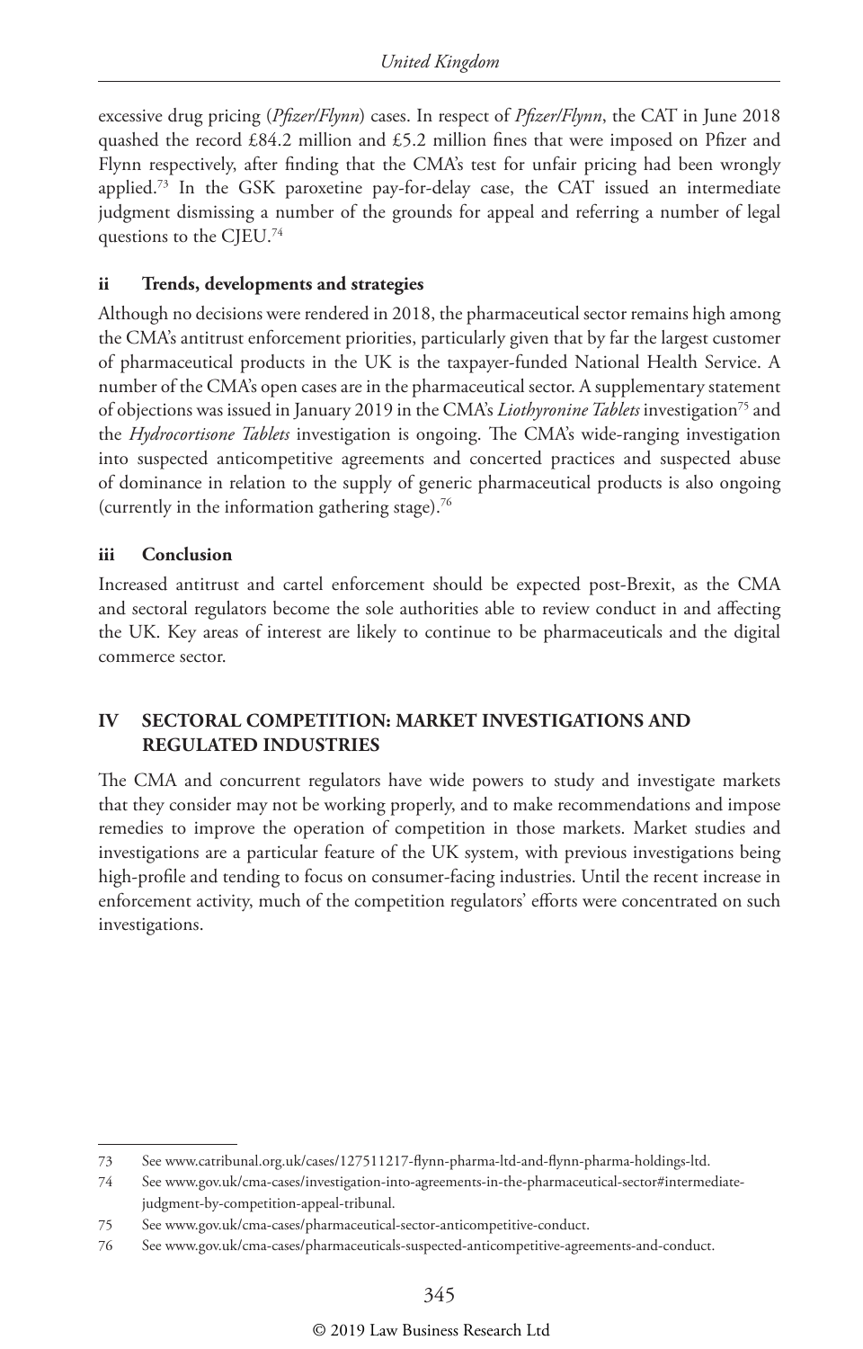excessive drug pricing (*Pfizer/Flynn*) cases. In respect of *Pfizer/Flynn*, the CAT in June 2018 quashed the record £84.2 million and £5.2 million fines that were imposed on Pfizer and Flynn respectively, after finding that the CMA's test for unfair pricing had been wrongly applied.[73] In the GSK paroxetine pay-for-delay case, the CAT issued an intermediate judgment dismissing a number of the grounds for appeal and referring a number of legal questions to the CJEU.[74]

### ii Trends, developments and strategies

Although no decisions were rendered in 2018, the pharmaceutical sector remains high among the CMA's antitrust enforcement priorities, particularly given that by far the largest customer of pharmaceutical products in the UK is the taxpayer-funded National Health Service. A number of the CMA's open cases are in the pharmaceutical sector. A supplementary statement of objections was issued in January 2019 in the CMA's *Liothyronine Tablets* investigation[75] and the *Hydrocortisone Tablets* investigation is ongoing. The CMA's wide-ranging investigation into suspected anticompetitive agreements and concerted practices and suspected abuse of dominance in relation to the supply of generic pharmaceutical products is also ongoing (currently in the information gathering stage).[76]

### iii Conclusion

Increased antitrust and cartel enforcement should be expected post-Brexit, as the CMA and sectoral regulators become the sole authorities able to review conduct in and affecting the UK. Key areas of interest are likely to continue to be pharmaceuticals and the digital commerce sector.

## IV SECTORAL COMPETITION: MARKET INVESTIGATIONS AND REGULATED INDUSTRIES

The CMA and concurrent regulators have wide powers to study and investigate markets that they consider may not be working properly, and to make recommendations and impose remedies to improve the operation of competition in those markets. Market studies and investigations are a particular feature of the UK system, with previous investigations being high-profile and tending to focus on consumer-facing industries. Until the recent increase in enforcement activity, much of the competition regulators' efforts were concentrated on such investigations.

---

73 See www.catribunal.org.uk/cases/127511217-flynn-pharma-ltd-and-flynn-pharma-holdings-ltd.

74 See www.gov.uk/cma-cases/investigation-into-agreements-in-the-pharmaceutical-sector#intermediate-judgment-by-competition-appeal-tribunal.

75 See www.gov.uk/cma-cases/pharmaceutical-sector-anticompetitive-conduct.

76 See www.gov.uk/cma-cases/pharmaceuticals-suspected-anticompetitive-agreements-and-conduct.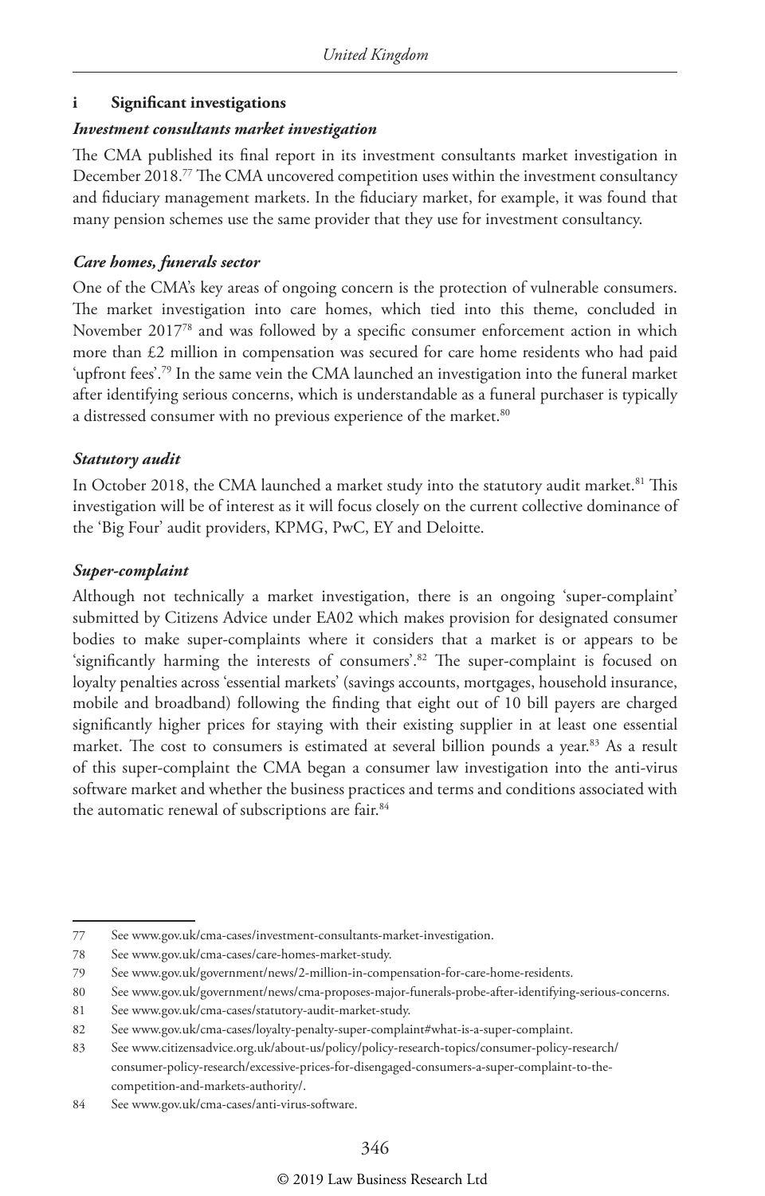### i Significant investigations

#### *Investment consultants market investigation*

The CMA published its final report in its investment consultants market investigation in December 2018.[77] The CMA uncovered competition uses within the investment consultancy and fiduciary management markets. In the fiduciary market, for example, it was found that many pension schemes use the same provider that they use for investment consultancy.

#### *Care homes, funerals sector*

One of the CMA's key areas of ongoing concern is the protection of vulnerable consumers. The market investigation into care homes, which tied into this theme, concluded in November 2017[78] and was followed by a specific consumer enforcement action in which more than £2 million in compensation was secured for care home residents who had paid 'upfront fees'.[79] In the same vein the CMA launched an investigation into the funeral market after identifying serious concerns, which is understandable as a funeral purchaser is typically a distressed consumer with no previous experience of the market.[80]

#### *Statutory audit*

In October 2018, the CMA launched a market study into the statutory audit market.[81] This investigation will be of interest as it will focus closely on the current collective dominance of the 'Big Four' audit providers, KPMG, PwC, EY and Deloitte.

#### *Super-complaint*

Although not technically a market investigation, there is an ongoing 'super-complaint' submitted by Citizens Advice under EA02 which makes provision for designated consumer bodies to make super-complaints where it considers that a market is or appears to be 'significantly harming the interests of consumers'.[82] The super-complaint is focused on loyalty penalties across 'essential markets' (savings accounts, mortgages, household insurance, mobile and broadband) following the finding that eight out of 10 bill payers are charged significantly higher prices for staying with their existing supplier in at least one essential market. The cost to consumers is estimated at several billion pounds a year.[83] As a result of this super-complaint the CMA began a consumer law investigation into the anti-virus software market and whether the business practices and terms and conditions associated with the automatic renewal of subscriptions are fair.[84]

---

77 See www.gov.uk/cma-cases/investment-consultants-market-investigation.

78 See www.gov.uk/cma-cases/care-homes-market-study.

79 See www.gov.uk/government/news/2-million-in-compensation-for-care-home-residents.

80 See www.gov.uk/government/news/cma-proposes-major-funerals-probe-after-identifying-serious-concerns.

81 See www.gov.uk/cma-cases/statutory-audit-market-study.

82 See www.gov.uk/cma-cases/loyalty-penalty-super-complaint#what-is-a-super-complaint.

83 See www.citizensadvice.org.uk/about-us/policy/policy-research-topics/consumer-policy-research/consumer-policy-research/excessive-prices-for-disengaged-consumers-a-super-complaint-to-the-competition-and-markets-authority/.

84 See www.gov.uk/cma-cases/anti-virus-software.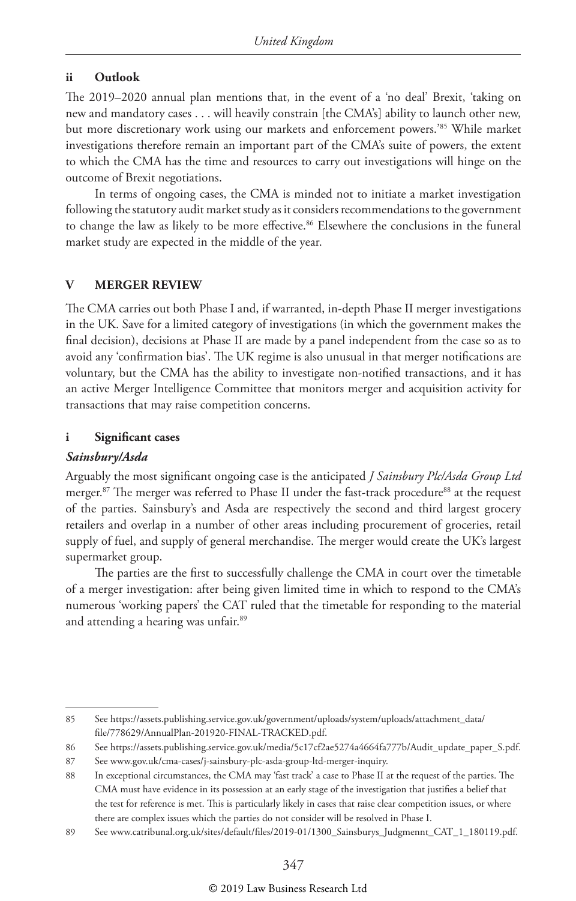### ii Outlook

The 2019–2020 annual plan mentions that, in the event of a 'no deal' Brexit, 'taking on new and mandatory cases . . . will heavily constrain [the CMA's] ability to launch other new, but more discretionary work using our markets and enforcement powers.'[85] While market investigations therefore remain an important part of the CMA's suite of powers, the extent to which the CMA has the time and resources to carry out investigations will hinge on the outcome of Brexit negotiations.

In terms of ongoing cases, the CMA is minded not to initiate a market investigation following the statutory audit market study as it considers recommendations to the government to change the law as likely to be more effective.[86] Elsewhere the conclusions in the funeral market study are expected in the middle of the year.

## V MERGER REVIEW

The CMA carries out both Phase I and, if warranted, in-depth Phase II merger investigations in the UK. Save for a limited category of investigations (in which the government makes the final decision), decisions at Phase II are made by a panel independent from the case so as to avoid any 'confirmation bias'. The UK regime is also unusual in that merger notifications are voluntary, but the CMA has the ability to investigate non-notified transactions, and it has an active Merger Intelligence Committee that monitors merger and acquisition activity for transactions that may raise competition concerns.

### i Significant cases

#### *Sainsbury/Asda*

Arguably the most significant ongoing case is the anticipated *J Sainsbury Plc/Asda Group Ltd* merger.[87] The merger was referred to Phase II under the fast-track procedure[88] at the request of the parties. Sainsbury's and Asda are respectively the second and third largest grocery retailers and overlap in a number of other areas including procurement of groceries, retail supply of fuel, and supply of general merchandise. The merger would create the UK's largest supermarket group.

The parties are the first to successfully challenge the CMA in court over the timetable of a merger investigation: after being given limited time in which to respond to the CMA's numerous 'working papers' the CAT ruled that the timetable for responding to the material and attending a hearing was unfair.[89]

---

85 See https://assets.publishing.service.gov.uk/government/uploads/system/uploads/attachment_data/file/778629/AnnualPlan-201920-FINAL-TRACKED.pdf.

86 See https://assets.publishing.service.gov.uk/media/5c17cf2ae5274a4664fa777b/Audit_update_paper_S.pdf.

87 See www.gov.uk/cma-cases/j-sainsbury-plc-asda-group-ltd-merger-inquiry.

88 In exceptional circumstances, the CMA may 'fast track' a case to Phase II at the request of the parties. The CMA must have evidence in its possession at an early stage of the investigation that justifies a belief that the test for reference is met. This is particularly likely in cases that raise clear competition issues, or where there are complex issues which the parties do not consider will be resolved in Phase I.

89 See www.catribunal.org.uk/sites/default/files/2019-01/1300_Sainsburys_Judgmennt_CAT_1_180119.pdf.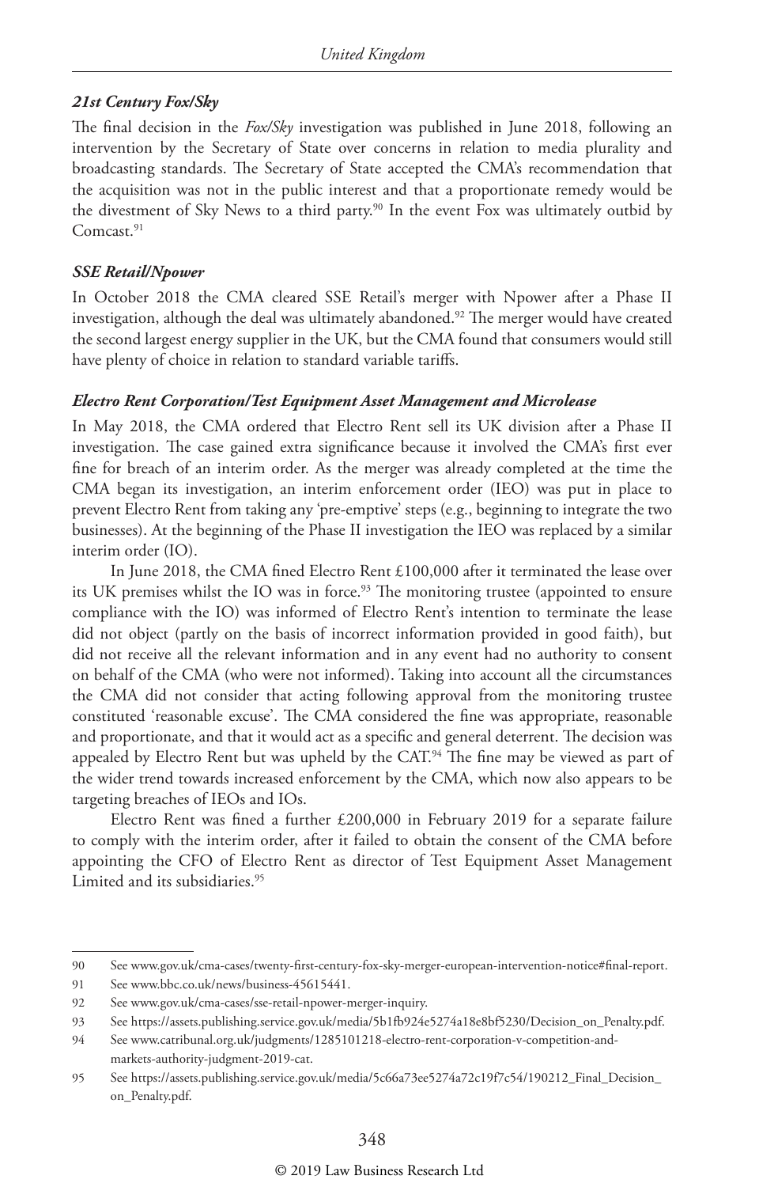### *21st Century Fox/Sky*

The final decision in the *Fox/Sky* investigation was published in June 2018, following an intervention by the Secretary of State over concerns in relation to media plurality and broadcasting standards. The Secretary of State accepted the CMA's recommendation that the acquisition was not in the public interest and that a proportionate remedy would be the divestment of Sky News to a third party.[90] In the event Fox was ultimately outbid by Comcast.[91]

### *SSE Retail/Npower*

In October 2018 the CMA cleared SSE Retail's merger with Npower after a Phase II investigation, although the deal was ultimately abandoned.[92] The merger would have created the second largest energy supplier in the UK, but the CMA found that consumers would still have plenty of choice in relation to standard variable tariffs.

### *Electro Rent Corporation/Test Equipment Asset Management and Microlease*

In May 2018, the CMA ordered that Electro Rent sell its UK division after a Phase II investigation. The case gained extra significance because it involved the CMA's first ever fine for breach of an interim order. As the merger was already completed at the time the CMA began its investigation, an interim enforcement order (IEO) was put in place to prevent Electro Rent from taking any 'pre-emptive' steps (e.g., beginning to integrate the two businesses). At the beginning of the Phase II investigation the IEO was replaced by a similar interim order (IO).

In June 2018, the CMA fined Electro Rent £100,000 after it terminated the lease over its UK premises whilst the IO was in force.[93] The monitoring trustee (appointed to ensure compliance with the IO) was informed of Electro Rent's intention to terminate the lease did not object (partly on the basis of incorrect information provided in good faith), but did not receive all the relevant information and in any event had no authority to consent on behalf of the CMA (who were not informed). Taking into account all the circumstances the CMA did not consider that acting following approval from the monitoring trustee constituted 'reasonable excuse'. The CMA considered the fine was appropriate, reasonable and proportionate, and that it would act as a specific and general deterrent. The decision was appealed by Electro Rent but was upheld by the CAT.[94] The fine may be viewed as part of the wider trend towards increased enforcement by the CMA, which now also appears to be targeting breaches of IEOs and IOs.

Electro Rent was fined a further £200,000 in February 2019 for a separate failure to comply with the interim order, after it failed to obtain the consent of the CMA before appointing the CFO of Electro Rent as director of Test Equipment Asset Management Limited and its subsidiaries.[95]

---

90 See www.gov.uk/cma-cases/twenty-first-century-fox-sky-merger-european-intervention-notice#final-report.

91 See www.bbc.co.uk/news/business-45615441.

92 See www.gov.uk/cma-cases/sse-retail-npower-merger-inquiry.

93 See https://assets.publishing.service.gov.uk/media/5b1fb924e5274a18e8bf5230/Decision_on_Penalty.pdf.

94 See www.catribunal.org.uk/judgments/1285101218-electro-rent-corporation-v-competition-and-markets-authority-judgment-2019-cat.

95 See https://assets.publishing.service.gov.uk/media/5c66a73ee5274a72c19f7c54/190212_Final_Decision_on_Penalty.pdf.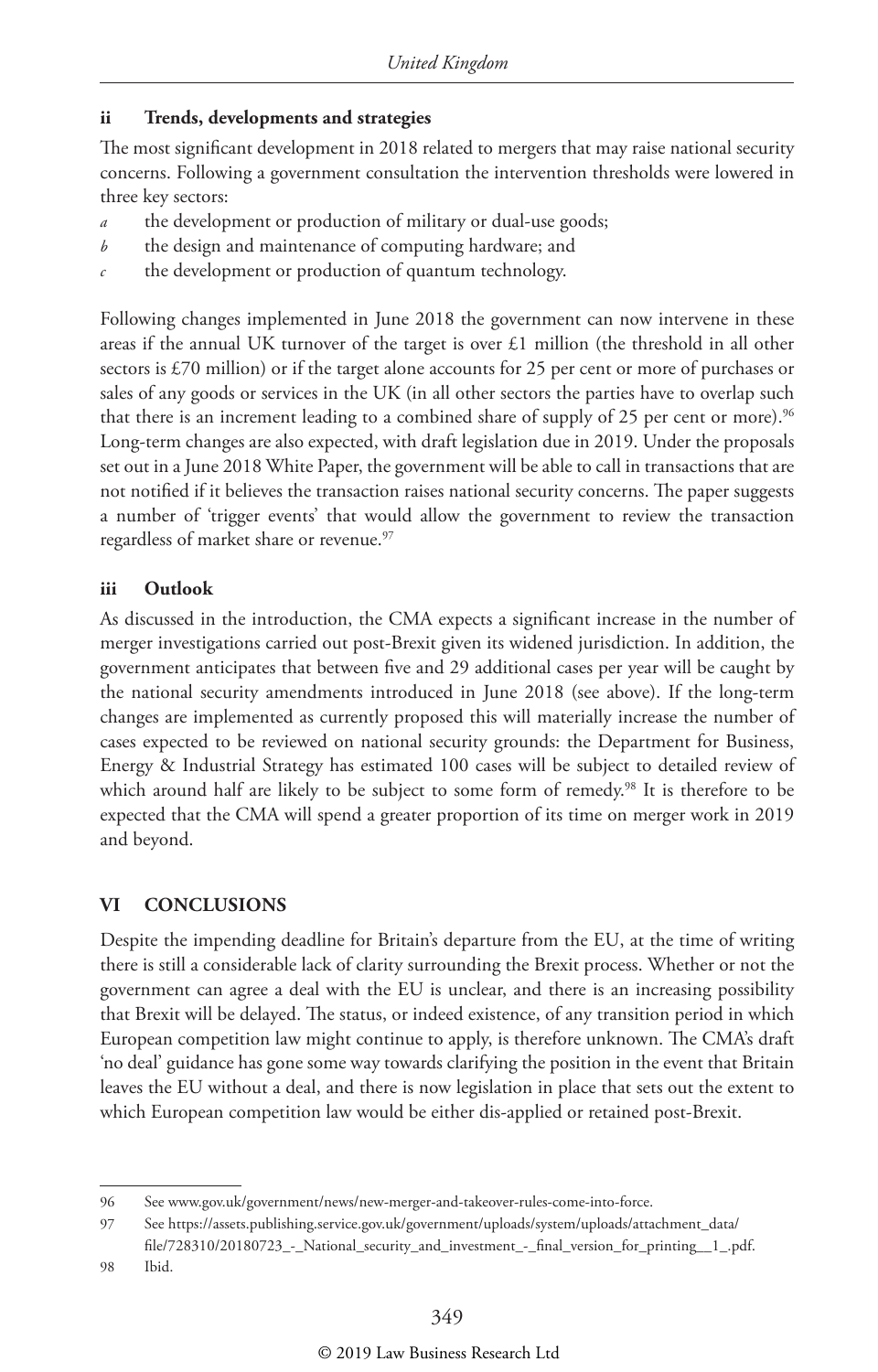### ii Trends, developments and strategies

The most significant development in 2018 related to mergers that may raise national security concerns. Following a government consultation the intervention thresholds were lowered in three key sectors:

*a* the development or production of military or dual-use goods;

*b* the design and maintenance of computing hardware; and

*c* the development or production of quantum technology.

Following changes implemented in June 2018 the government can now intervene in these areas if the annual UK turnover of the target is over £1 million (the threshold in all other sectors is £70 million) or if the target alone accounts for 25 per cent or more of purchases or sales of any goods or services in the UK (in all other sectors the parties have to overlap such that there is an increment leading to a combined share of supply of 25 per cent or more).[96] Long-term changes are also expected, with draft legislation due in 2019. Under the proposals set out in a June 2018 White Paper, the government will be able to call in transactions that are not notified if it believes the transaction raises national security concerns. The paper suggests a number of 'trigger events' that would allow the government to review the transaction regardless of market share or revenue.[97]

### iii Outlook

As discussed in the introduction, the CMA expects a significant increase in the number of merger investigations carried out post-Brexit given its widened jurisdiction. In addition, the government anticipates that between five and 29 additional cases per year will be caught by the national security amendments introduced in June 2018 (see above). If the long-term changes are implemented as currently proposed this will materially increase the number of cases expected to be reviewed on national security grounds: the Department for Business, Energy & Industrial Strategy has estimated 100 cases will be subject to detailed review of which around half are likely to be subject to some form of remedy.[98] It is therefore to be expected that the CMA will spend a greater proportion of its time on merger work in 2019 and beyond.

## VI CONCLUSIONS

Despite the impending deadline for Britain's departure from the EU, at the time of writing there is still a considerable lack of clarity surrounding the Brexit process. Whether or not the government can agree a deal with the EU is unclear, and there is an increasing possibility that Brexit will be delayed. The status, or indeed existence, of any transition period in which European competition law might continue to apply, is therefore unknown. The CMA's draft 'no deal' guidance has gone some way towards clarifying the position in the event that Britain leaves the EU without a deal, and there is now legislation in place that sets out the extent to which European competition law would be either dis-applied or retained post-Brexit.

---

96 See www.gov.uk/government/news/new-merger-and-takeover-rules-come-into-force.

97 See https://assets.publishing.service.gov.uk/government/uploads/system/uploads/attachment_data/file/728310/20180723_-_National_security_and_investment_-_final_version_for_printing__1_.pdf.

98 Ibid.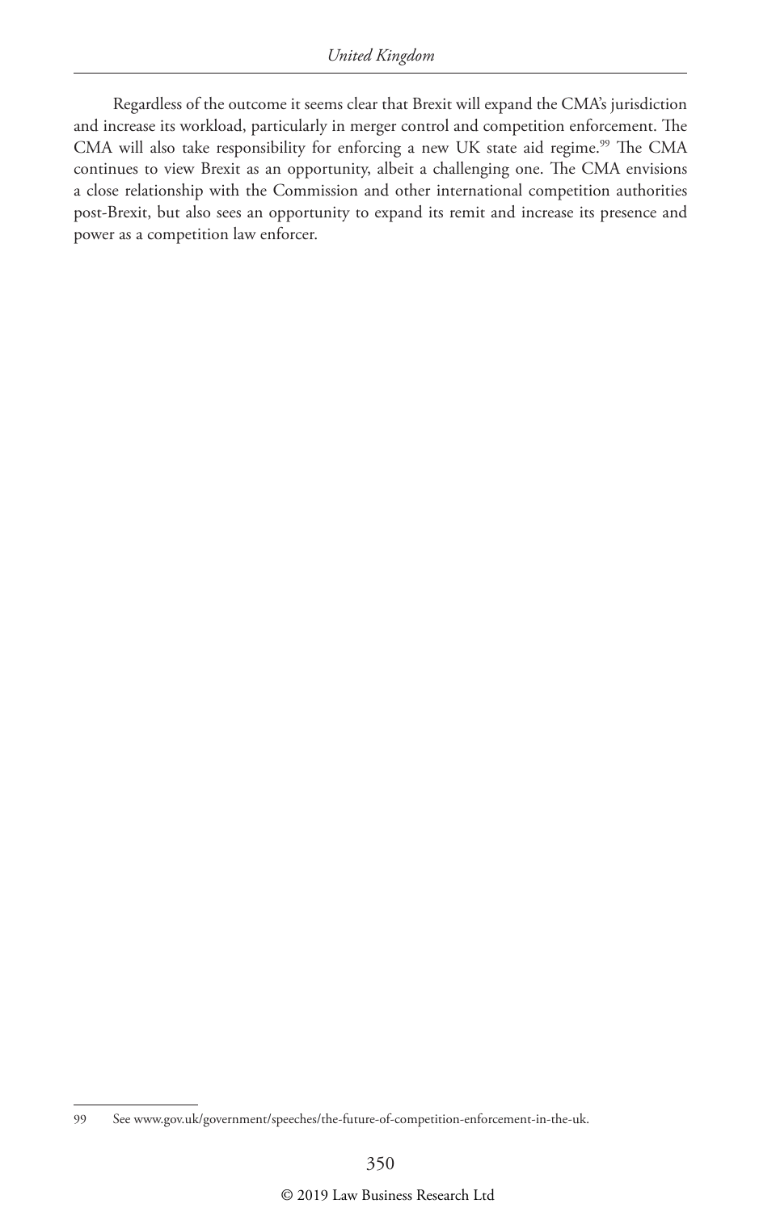Regardless of the outcome it seems clear that Brexit will expand the CMA's jurisdiction and increase its workload, particularly in merger control and competition enforcement. The CMA will also take responsibility for enforcing a new UK state aid regime.[99] The CMA continues to view Brexit as an opportunity, albeit a challenging one. The CMA envisions a close relationship with the Commission and other international competition authorities post-Brexit, but also sees an opportunity to expand its remit and increase its presence and power as a competition law enforcer.

---

99 See www.gov.uk/government/speeches/the-future-of-competition-enforcement-in-the-uk.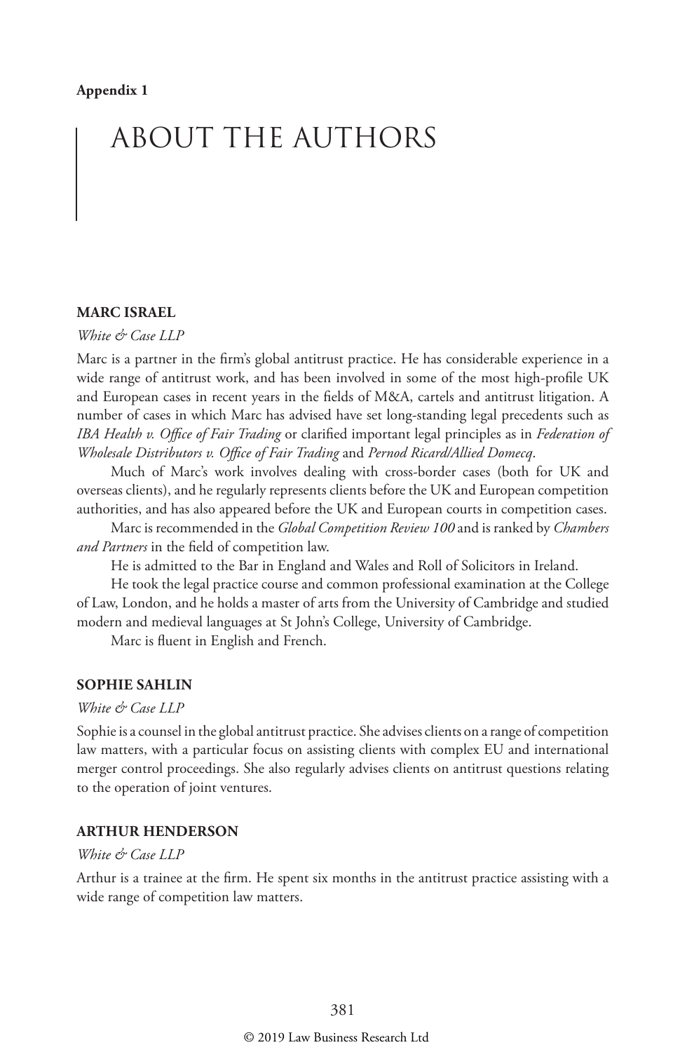Appendix 1

# ABOUT THE AUTHORS

### MARC ISRAEL

*White & Case LLP*

Marc is a partner in the firm's global antitrust practice. He has considerable experience in a wide range of antitrust work, and has been involved in some of the most high-profile UK and European cases in recent years in the fields of M&A, cartels and antitrust litigation. A number of cases in which Marc has advised have set long-standing legal precedents such as *IBA Health v. Office of Fair Trading* or clarified important legal principles as in *Federation of Wholesale Distributors v. Office of Fair Trading* and *Pernod Ricard/Allied Domecq*.

Much of Marc's work involves dealing with cross-border cases (both for UK and overseas clients), and he regularly represents clients before the UK and European competition authorities, and has also appeared before the UK and European courts in competition cases.

Marc is recommended in the *Global Competition Review 100* and is ranked by *Chambers and Partners* in the field of competition law.

He is admitted to the Bar in England and Wales and Roll of Solicitors in Ireland.

He took the legal practice course and common professional examination at the College of Law, London, and he holds a master of arts from the University of Cambridge and studied modern and medieval languages at St John's College, University of Cambridge.

Marc is fluent in English and French.

### SOPHIE SAHLIN

*White & Case LLP*

Sophie is a counsel in the global antitrust practice. She advises clients on a range of competition law matters, with a particular focus on assisting clients with complex EU and international merger control proceedings. She also regularly advises clients on antitrust questions relating to the operation of joint ventures.

### ARTHUR HENDERSON

*White & Case LLP*

Arthur is a trainee at the firm. He spent six months in the antitrust practice assisting with a wide range of competition law matters.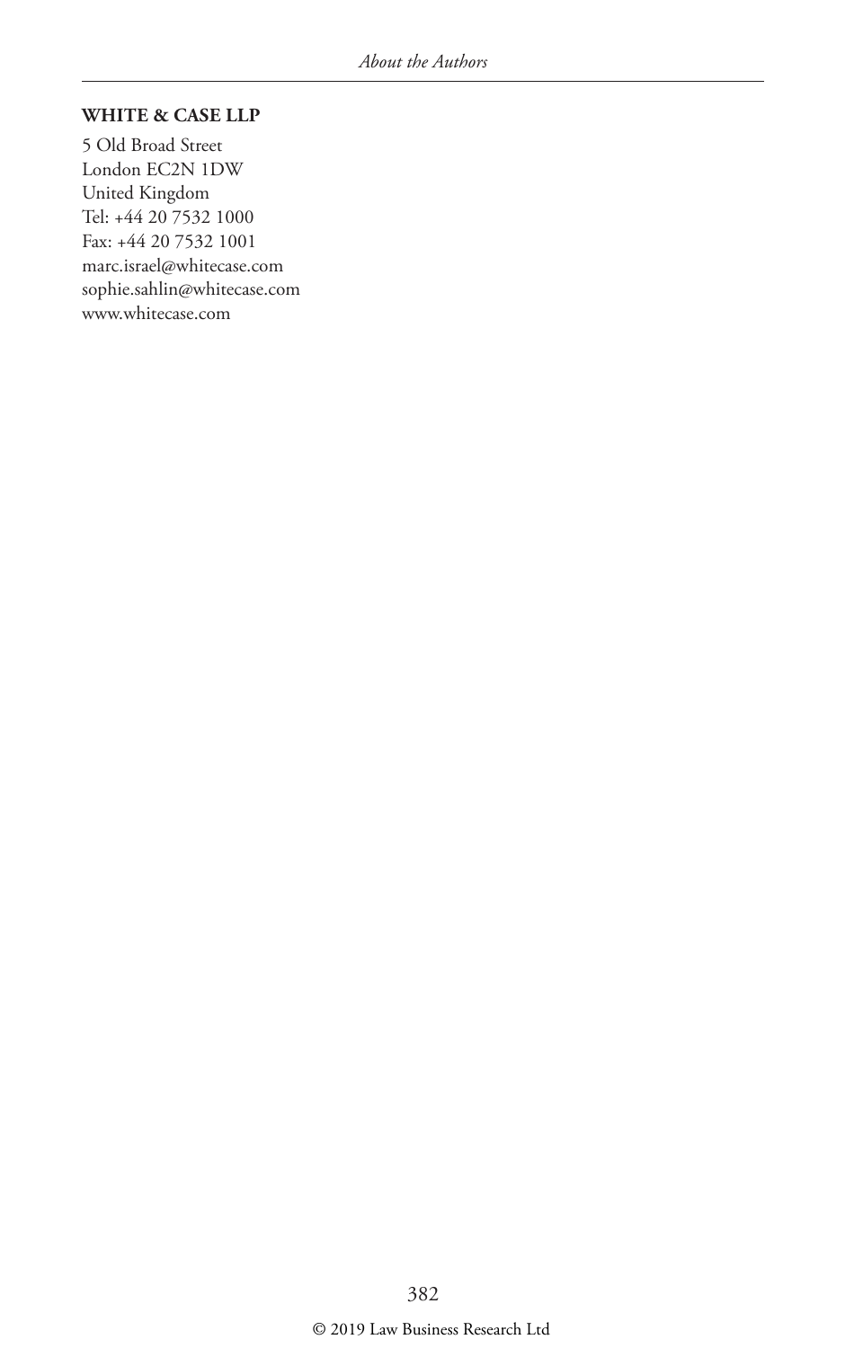**WHITE & CASE LLP**

5 Old Broad Street
London EC2N 1DW
United Kingdom
Tel: +44 20 7532 1000
Fax: +44 20 7532 1001
marc.israel@whitecase.com
sophie.sahlin@whitecase.com
www.whitecase.com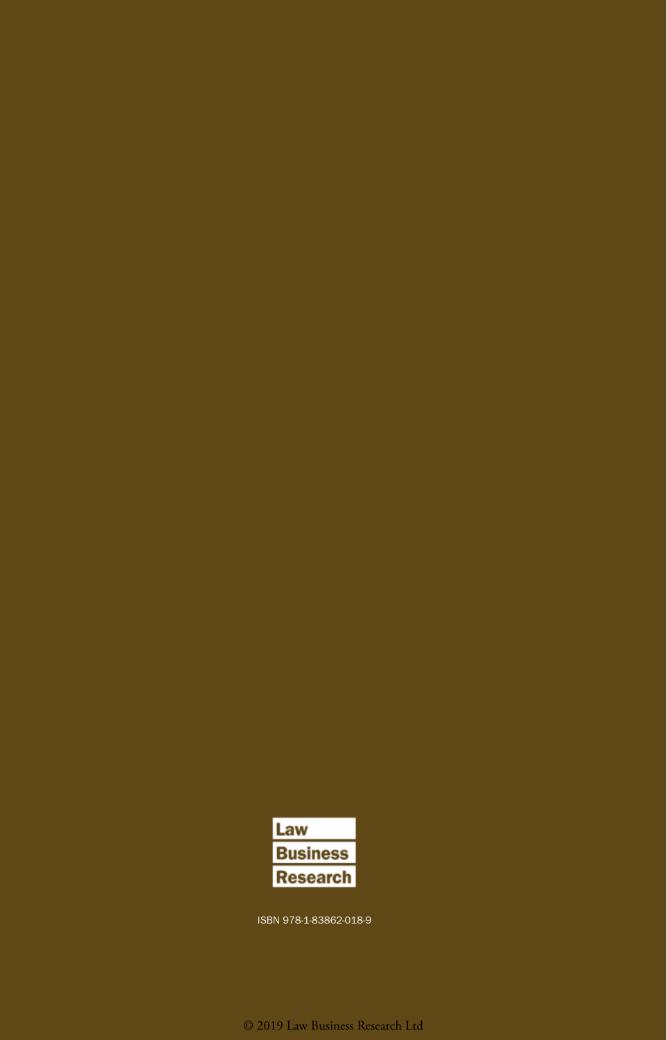Law
Business
Research

ISBN 978-1-83862-018-9

© 2019 Law Business Research Ltd